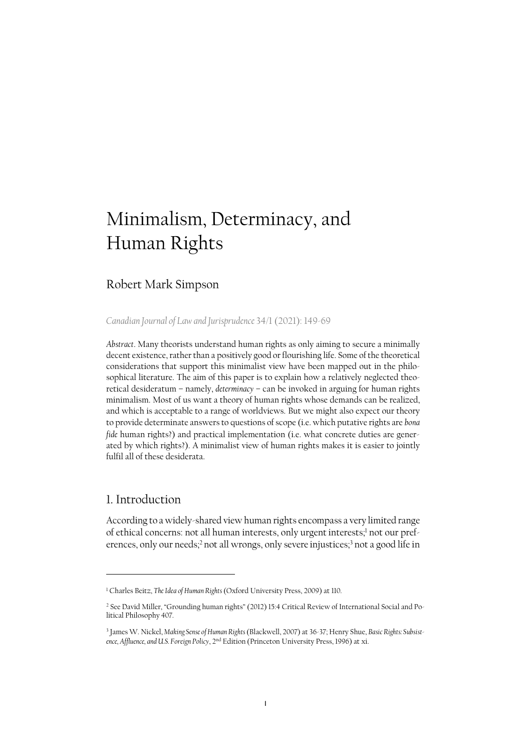# Minimalism, Determinacy, and Human Rights

Robert Mark Simpson

*Canadian Journal of Law and Jurisprudence* 34/1 (2021): 149-69

*Abstract*. Many theorists understand human rights as only aiming to secure a minimally decent existence, rather than a positively good or flourishing life. Some of the theoretical considerations that support this minimalist view have been mapped out in the philosophical literature. The aim of this paper is to explain how a relatively neglected theoretical desideratum – namely, *determinacy* – can be invoked in arguing for human rights minimalism. Most of us want a theory of human rights whose demands can be realized, and which is acceptable to a range of worldviews. But we might also expect our theory to provide determinate answers to questions of scope (i.e. which putative rights are *bona fide* human rights?) and practical implementation (i.e. what concrete duties are generated by which rights?). A minimalist view of human rights makes it is easier to jointly fulfil all of these desiderata.

## 1. Introduction

According to a widely-shared view human rights encompass a very limited range of ethical concerns: not all human interests, only urgent interests;[1] not our preferences, only our needs;[2] not all wrongs, only severe injustices;[3] not a good life in

[1] Charles Beitz, *The Idea of Human Rights* (Oxford University Press, 2009) at 110.

[2] See David Miller, "Grounding human rights" (2012) 15:4 Critical Review of International Social and Political Philosophy 407.

[3] James W. Nickel, *Making Sense of Human Rights* (Blackwell, 2007) at 36-37; Henry Shue, *Basic Rights: Subsistence, Affluence, and U.S. Foreign Policy*, 2nd Edition (Princeton University Press, 1996) at xi.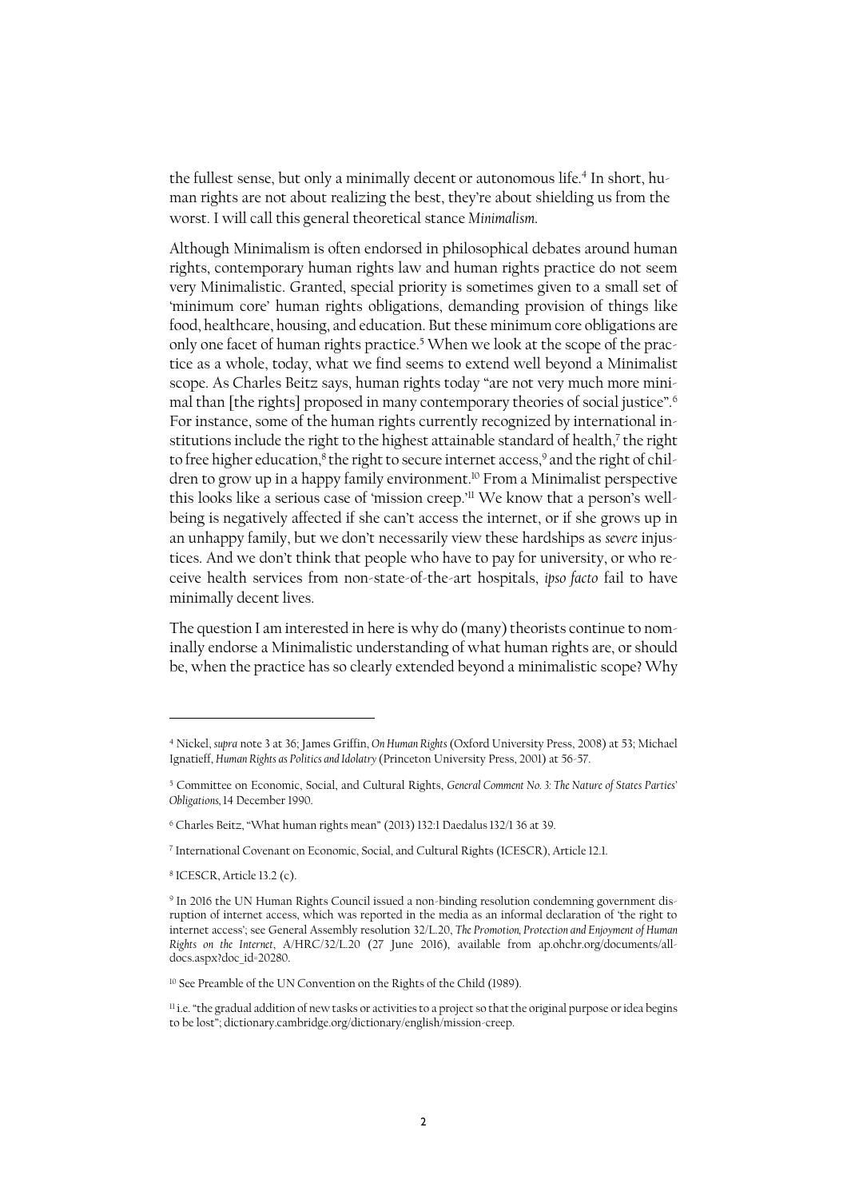the fullest sense, but only a minimally decent or autonomous life.[4] In short, human rights are not about realizing the best, they're about shielding us from the worst. I will call this general theoretical stance *Minimalism*.

Although Minimalism is often endorsed in philosophical debates around human rights, contemporary human rights law and human rights practice do not seem very Minimalistic. Granted, special priority is sometimes given to a small set of 'minimum core' human rights obligations, demanding provision of things like food, healthcare, housing, and education. But these minimum core obligations are only one facet of human rights practice.[5] When we look at the scope of the practice as a whole, today, what we find seems to extend well beyond a Minimalist scope. As Charles Beitz says, human rights today "are not very much more minimal than [the rights] proposed in many contemporary theories of social justice".[6] For instance, some of the human rights currently recognized by international institutions include the right to the highest attainable standard of health,[7] the right to free higher education,[8] the right to secure internet access,[9] and the right of children to grow up in a happy family environment.[10] From a Minimalist perspective this looks like a serious case of 'mission creep.'[11] We know that a person's well-being is negatively affected if she can't access the internet, or if she grows up in an unhappy family, but we don't necessarily view these hardships as *severe* injustices. And we don't think that people who have to pay for university, or who receive health services from non-state-of-the-art hospitals, *ipso facto* fail to have minimally decent lives.

The question I am interested in here is why do (many) theorists continue to nominally endorse a Minimalistic understanding of what human rights are, or should be, when the practice has so clearly extended beyond a minimalistic scope? Why

---

[4] Nickel, *supra* note 3 at 36; James Griffin, *On Human Rights* (Oxford University Press, 2008) at 53; Michael Ignatieff, *Human Rights as Politics and Idolatry* (Princeton University Press, 2001) at 56-57.

[5] Committee on Economic, Social, and Cultural Rights, *General Comment No. 3: The Nature of States Parties' Obligations*, 14 December 1990.

[6] Charles Beitz, "What human rights mean" (2013) 132:1 Daedalus 132/1 36 at 39.

[7] International Covenant on Economic, Social, and Cultural Rights (ICESCR), Article 12.1.

[8] ICESCR, Article 13.2 (c).

[9] In 2016 the UN Human Rights Council issued a non-binding resolution condemning government disruption of internet access, which was reported in the media as an informal declaration of 'the right to internet access'; see General Assembly resolution 32/L.20, *The Promotion, Protection and Enjoyment of Human Rights on the Internet*, A/HRC/32/L.20 (27 June 2016), available from ap.ohchr.org/documents/alldocs.aspx?doc_id=20280.

[10] See Preamble of the UN Convention on the Rights of the Child (1989).

[11] i.e. "the gradual addition of new tasks or activities to a project so that the original purpose or idea begins to be lost"; dictionary.cambridge.org/dictionary/english/mission-creep.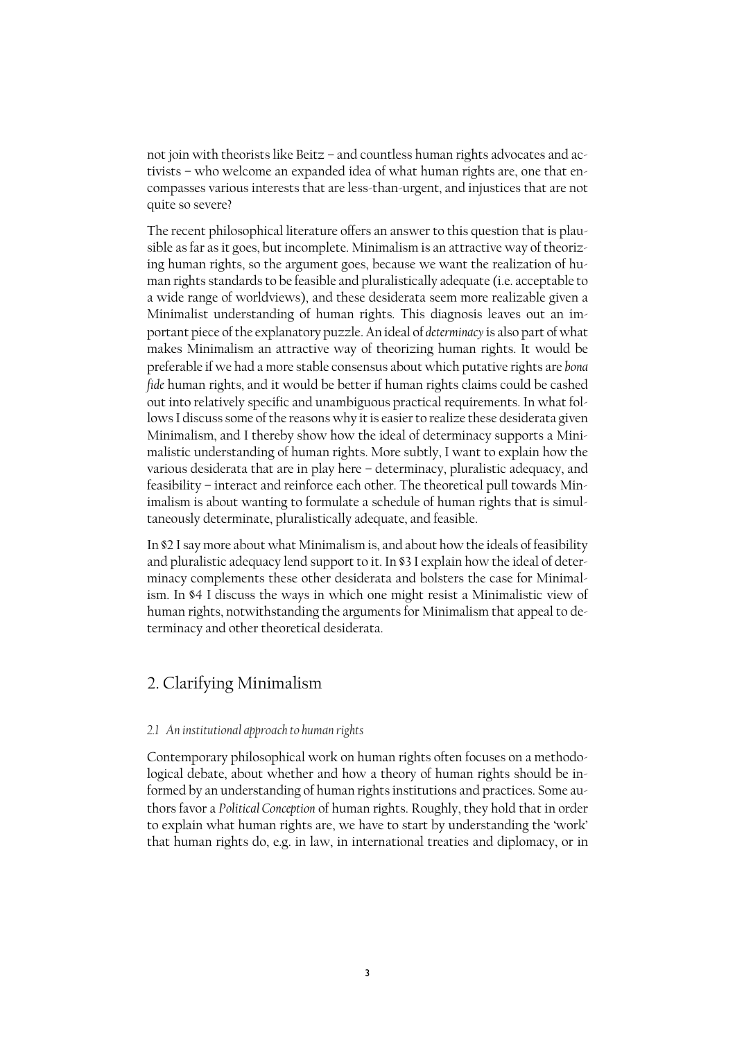not join with theorists like Beitz – and countless human rights advocates and activists – who welcome an expanded idea of what human rights are, one that encompasses various interests that are less-than-urgent, and injustices that are not quite so severe?

The recent philosophical literature offers an answer to this question that is plausible as far as it goes, but incomplete. Minimalism is an attractive way of theorizing human rights, so the argument goes, because we want the realization of human rights standards to be feasible and pluralistically adequate (i.e. acceptable to a wide range of worldviews), and these desiderata seem more realizable given a Minimalist understanding of human rights. This diagnosis leaves out an important piece of the explanatory puzzle. An ideal of *determinacy* is also part of what makes Minimalism an attractive way of theorizing human rights. It would be preferable if we had a more stable consensus about which putative rights are *bona fide* human rights, and it would be better if human rights claims could be cashed out into relatively specific and unambiguous practical requirements. In what follows I discuss some of the reasons why it is easier to realize these desiderata given Minimalism, and I thereby show how the ideal of determinacy supports a Minimalistic understanding of human rights. More subtly, I want to explain how the various desiderata that are in play here – determinacy, pluralistic adequacy, and feasibility – interact and reinforce each other. The theoretical pull towards Minimalism is about wanting to formulate a schedule of human rights that is simultaneously determinate, pluralistically adequate, and feasible.

In §2 I say more about what Minimalism is, and about how the ideals of feasibility and pluralistic adequacy lend support to it. In §3 I explain how the ideal of determinacy complements these other desiderata and bolsters the case for Minimalism. In §4 I discuss the ways in which one might resist a Minimalistic view of human rights, notwithstanding the arguments for Minimalism that appeal to determinacy and other theoretical desiderata.

## 2. Clarifying Minimalism

### *2.1 An institutional approach to human rights*

Contemporary philosophical work on human rights often focuses on a methodological debate, about whether and how a theory of human rights should be informed by an understanding of human rights institutions and practices. Some authors favor a *Political Conception* of human rights. Roughly, they hold that in order to explain what human rights are, we have to start by understanding the 'work' that human rights do, e.g. in law, in international treaties and diplomacy, or in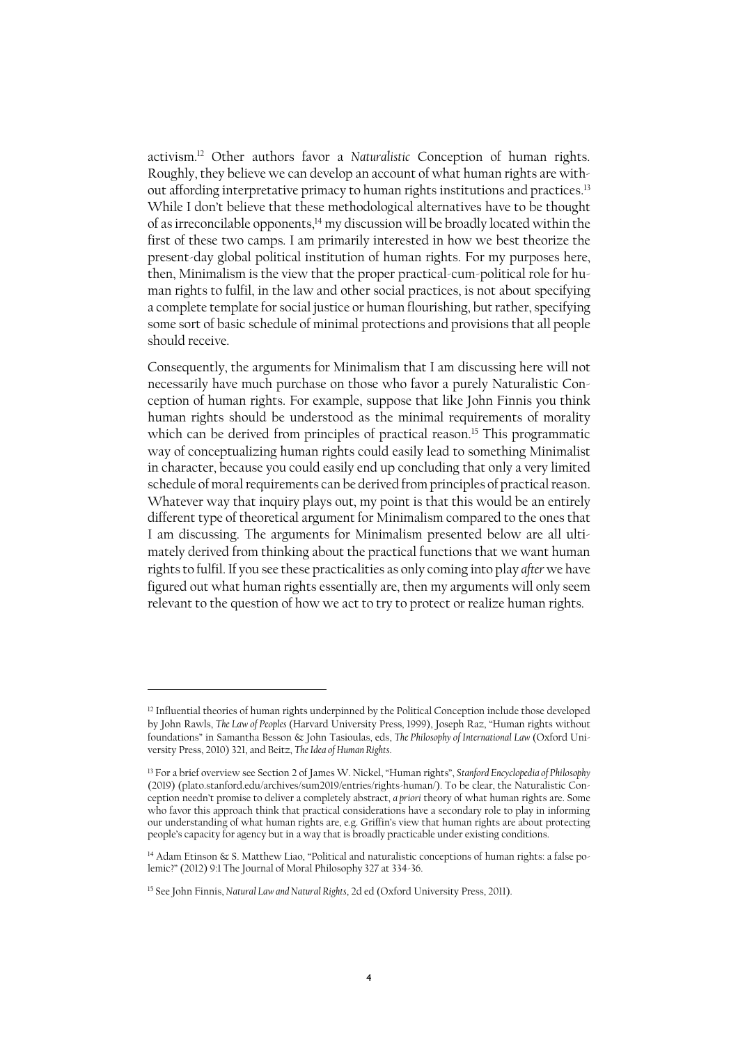activism.[12] Other authors favor a *Naturalistic* Conception of human rights. Roughly, they believe we can develop an account of what human rights are without affording interpretative primacy to human rights institutions and practices.[13] While I don't believe that these methodological alternatives have to be thought of as irreconcilable opponents,[14] my discussion will be broadly located within the first of these two camps. I am primarily interested in how we best theorize the present-day global political institution of human rights. For my purposes here, then, Minimalism is the view that the proper practical-cum-political role for human rights to fulfil, in the law and other social practices, is not about specifying a complete template for social justice or human flourishing, but rather, specifying some sort of basic schedule of minimal protections and provisions that all people should receive.

Consequently, the arguments for Minimalism that I am discussing here will not necessarily have much purchase on those who favor a purely Naturalistic Conception of human rights. For example, suppose that like John Finnis you think human rights should be understood as the minimal requirements of morality which can be derived from principles of practical reason.[15] This programmatic way of conceptualizing human rights could easily lead to something Minimalist in character, because you could easily end up concluding that only a very limited schedule of moral requirements can be derived from principles of practical reason. Whatever way that inquiry plays out, my point is that this would be an entirely different type of theoretical argument for Minimalism compared to the ones that I am discussing. The arguments for Minimalism presented below are all ultimately derived from thinking about the practical functions that we want human rights to fulfil. If you see these practicalities as only coming into play *after* we have figured out what human rights essentially are, then my arguments will only seem relevant to the question of how we act to try to protect or realize human rights.

---

[12] Influential theories of human rights underpinned by the Political Conception include those developed by John Rawls, *The Law of Peoples* (Harvard University Press, 1999), Joseph Raz, "Human rights without foundations" in Samantha Besson & John Tasioulas, eds, *The Philosophy of International Law* (Oxford University Press, 2010) 321, and Beitz, *The Idea of Human Rights*.

[13] For a brief overview see Section 2 of James W. Nickel, "Human rights", *Stanford Encyclopedia of Philosophy* (2019) (plato.stanford.edu/archives/sum2019/entries/rights-human/). To be clear, the Naturalistic Conception needn't promise to deliver a completely abstract, *a priori* theory of what human rights are. Some who favor this approach think that practical considerations have a secondary role to play in informing our understanding of what human rights are, e.g. Griffin's view that human rights are about protecting people's capacity for agency but in a way that is broadly practicable under existing conditions.

[14] Adam Etinson & S. Matthew Liao, "Political and naturalistic conceptions of human rights: a false polemic?" (2012) 9:1 The Journal of Moral Philosophy 327 at 334-36.

[15] See John Finnis, *Natural Law and Natural Rights*, 2d ed (Oxford University Press, 2011).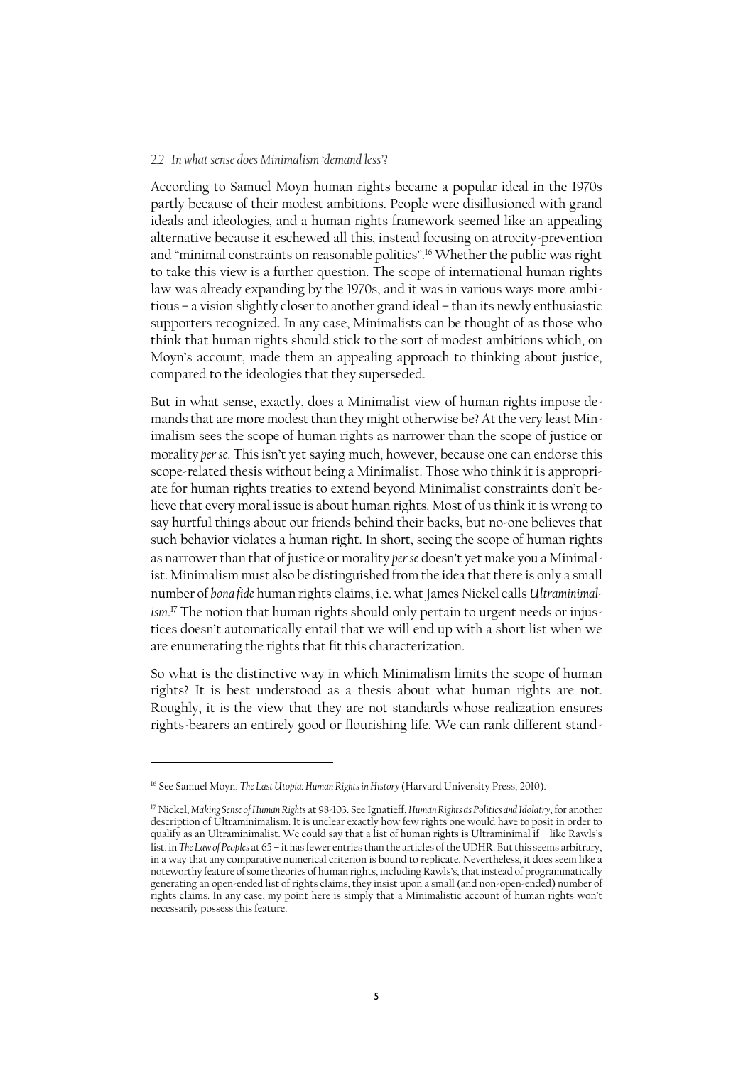### *2.2 In what sense does Minimalism 'demand less'?*

According to Samuel Moyn human rights became a popular ideal in the 1970s partly because of their modest ambitions. People were disillusioned with grand ideals and ideologies, and a human rights framework seemed like an appealing alternative because it eschewed all this, instead focusing on atrocity-prevention and "minimal constraints on reasonable politics".[16] Whether the public was right to take this view is a further question. The scope of international human rights law was already expanding by the 1970s, and it was in various ways more ambitious – a vision slightly closer to another grand ideal – than its newly enthusiastic supporters recognized. In any case, Minimalists can be thought of as those who think that human rights should stick to the sort of modest ambitions which, on Moyn's account, made them an appealing approach to thinking about justice, compared to the ideologies that they superseded.

But in what sense, exactly, does a Minimalist view of human rights impose demands that are more modest than they might otherwise be? At the very least Minimalism sees the scope of human rights as narrower than the scope of justice or morality *per se*. This isn't yet saying much, however, because one can endorse this scope-related thesis without being a Minimalist. Those who think it is appropriate for human rights treaties to extend beyond Minimalist constraints don't believe that every moral issue is about human rights. Most of us think it is wrong to say hurtful things about our friends behind their backs, but no-one believes that such behavior violates a human right. In short, seeing the scope of human rights as narrower than that of justice or morality *per se* doesn't yet make you a Minimalist. Minimalism must also be distinguished from the idea that there is only a small number of *bona fide* human rights claims, i.e. what James Nickel calls *Ultraminimalism*.[17] The notion that human rights should only pertain to urgent needs or injustices doesn't automatically entail that we will end up with a short list when we are enumerating the rights that fit this characterization.

So what is the distinctive way in which Minimalism limits the scope of human rights? It is best understood as a thesis about what human rights are not. Roughly, it is the view that they are not standards whose realization ensures rights-bearers an entirely good or flourishing life. We can rank different stand-

---

[16] See Samuel Moyn, *The Last Utopia: Human Rights in History* (Harvard University Press, 2010).

[17] Nickel, *Making Sense of Human Rights* at 98-103. See Ignatieff, *Human Rights as Politics and Idolatry*, for another description of Ultraminimalism. It is unclear exactly how few rights one would have to posit in order to qualify as an Ultraminimalist. We could say that a list of human rights is Ultraminimal if – like Rawls's list, in *The Law of Peoples* at 65 – it has fewer entries than the articles of the UDHR. But this seems arbitrary, in a way that any comparative numerical criterion is bound to replicate. Nevertheless, it does seem like a noteworthy feature of some theories of human rights, including Rawls's, that instead of programmatically generating an open-ended list of rights claims, they insist upon a small (and non-open-ended) number of rights claims. In any case, my point here is simply that a Minimalistic account of human rights won't necessarily possess this feature.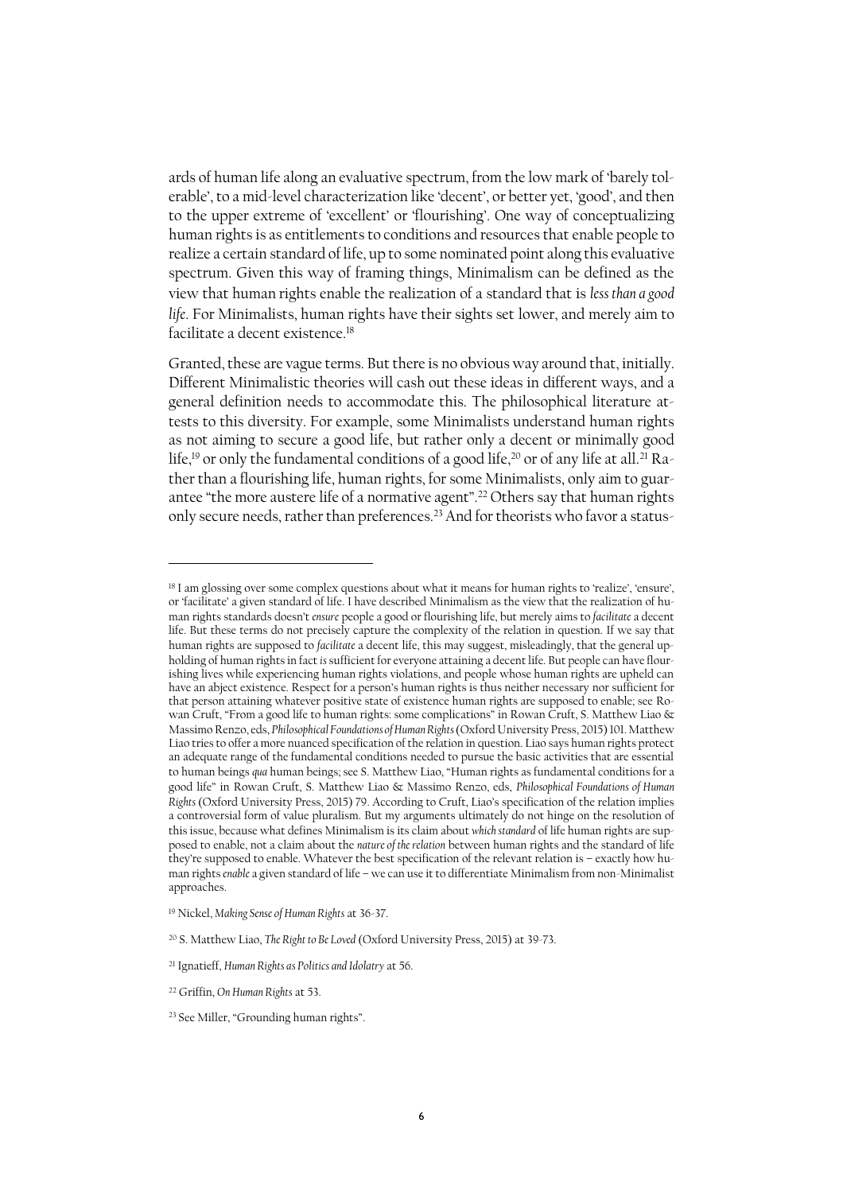ards of human life along an evaluative spectrum, from the low mark of 'barely tolerable', to a mid-level characterization like 'decent', or better yet, 'good', and then to the upper extreme of 'excellent' or 'flourishing'. One way of conceptualizing human rights is as entitlements to conditions and resources that enable people to realize a certain standard of life, up to some nominated point along this evaluative spectrum. Given this way of framing things, Minimalism can be defined as the view that human rights enable the realization of a standard that is *less than a good life*. For Minimalists, human rights have their sights set lower, and merely aim to facilitate a decent existence.[18]

Granted, these are vague terms. But there is no obvious way around that, initially. Different Minimalistic theories will cash out these ideas in different ways, and a general definition needs to accommodate this. The philosophical literature attests to this diversity. For example, some Minimalists understand human rights as not aiming to secure a good life, but rather only a decent or minimally good life,[19] or only the fundamental conditions of a good life,[20] or of any life at all.[21] Rather than a flourishing life, human rights, for some Minimalists, only aim to guarantee "the more austere life of a normative agent".[22] Others say that human rights only secure needs, rather than preferences.[23] And for theorists who favor a status-

---

[18] I am glossing over some complex questions about what it means for human rights to 'realize', 'ensure', or 'facilitate' a given standard of life. I have described Minimalism as the view that the realization of human rights standards doesn't *ensure* people a good or flourishing life, but merely aims to *facilitate* a decent life. But these terms do not precisely capture the complexity of the relation in question. If we say that human rights are supposed to *facilitate* a decent life, this may suggest, misleadingly, that the general upholding of human rights in fact *is* sufficient for everyone attaining a decent life. But people can have flourishing lives while experiencing human rights violations, and people whose human rights are upheld can have an abject existence. Respect for a person's human rights is thus neither necessary nor sufficient for that person attaining whatever positive state of existence human rights are supposed to enable; see Rowan Cruft, "From a good life to human rights: some complications" in Rowan Cruft, S. Matthew Liao & Massimo Renzo, eds, *Philosophical Foundations of Human Rights* (Oxford University Press, 2015) 101. Matthew Liao tries to offer a more nuanced specification of the relation in question. Liao says human rights protect an adequate range of the fundamental conditions needed to pursue the basic activities that are essential to human beings *qua* human beings; see S. Matthew Liao, "Human rights as fundamental conditions for a good life" in Rowan Cruft, S. Matthew Liao & Massimo Renzo, eds, *Philosophical Foundations of Human Rights* (Oxford University Press, 2015) 79. According to Cruft, Liao's specification of the relation implies a controversial form of value pluralism. But my arguments ultimately do not hinge on the resolution of this issue, because what defines Minimalism is its claim about *which standard* of life human rights are supposed to enable, not a claim about the *nature of the relation* between human rights and the standard of life they're supposed to enable. Whatever the best specification of the relevant relation is – exactly how human rights *enable* a given standard of life – we can use it to differentiate Minimalism from non-Minimalist approaches.

[19] Nickel, *Making Sense of Human Rights* at 36-37.

[20] S. Matthew Liao, *The Right to Be Loved* (Oxford University Press, 2015) at 39-73.

[21] Ignatieff, *Human Rights as Politics and Idolatry* at 56.

[22] Griffin, *On Human Rights* at 53.

[23] See Miller, "Grounding human rights".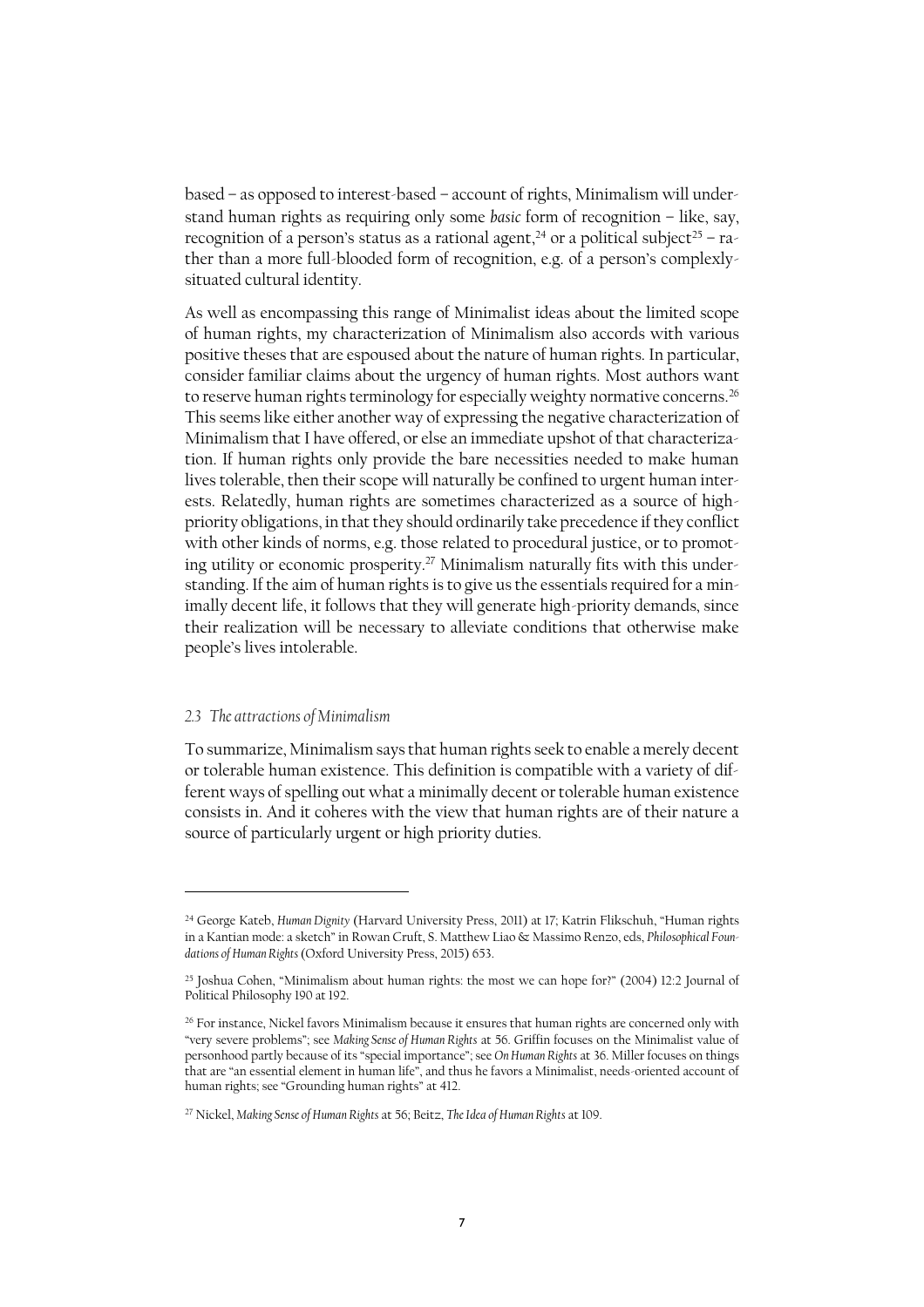based – as opposed to interest-based – account of rights, Minimalism will understand human rights as requiring only some *basic* form of recognition – like, say, recognition of a person's status as a rational agent,[24] or a political subject[25] – rather than a more full-blooded form of recognition, e.g. of a person's complexly-situated cultural identity.

As well as encompassing this range of Minimalist ideas about the limited scope of human rights, my characterization of Minimalism also accords with various positive theses that are espoused about the nature of human rights. In particular, consider familiar claims about the urgency of human rights. Most authors want to reserve human rights terminology for especially weighty normative concerns.[26] This seems like either another way of expressing the negative characterization of Minimalism that I have offered, or else an immediate upshot of that characterization. If human rights only provide the bare necessities needed to make human lives tolerable, then their scope will naturally be confined to urgent human interests. Relatedly, human rights are sometimes characterized as a source of high-priority obligations, in that they should ordinarily take precedence if they conflict with other kinds of norms, e.g. those related to procedural justice, or to promoting utility or economic prosperity.[27] Minimalism naturally fits with this understanding. If the aim of human rights is to give us the essentials required for a minimally decent life, it follows that they will generate high-priority demands, since their realization will be necessary to alleviate conditions that otherwise make people's lives intolerable.

### *2.3 The attractions of Minimalism*

To summarize, Minimalism says that human rights seek to enable a merely decent or tolerable human existence. This definition is compatible with a variety of different ways of spelling out what a minimally decent or tolerable human existence consists in. And it coheres with the view that human rights are of their nature a source of particularly urgent or high priority duties.

---

[24] George Kateb, *Human Dignity* (Harvard University Press, 2011) at 17; Katrin Flikschuh, "Human rights in a Kantian mode: a sketch" in Rowan Cruft, S. Matthew Liao & Massimo Renzo, eds, *Philosophical Foundations of Human Rights* (Oxford University Press, 2015) 653.

[25] Joshua Cohen, "Minimalism about human rights: the most we can hope for?" (2004) 12:2 Journal of Political Philosophy 190 at 192.

[26] For instance, Nickel favors Minimalism because it ensures that human rights are concerned only with "very severe problems"; see *Making Sense of Human Rights* at 56. Griffin focuses on the Minimalist value of personhood partly because of its "special importance"; see *On Human Rights* at 36. Miller focuses on things that are "an essential element in human life", and thus he favors a Minimalist, needs-oriented account of human rights; see "Grounding human rights" at 412.

[27] Nickel, *Making Sense of Human Rights* at 56; Beitz, *The Idea of Human Rights* at 109.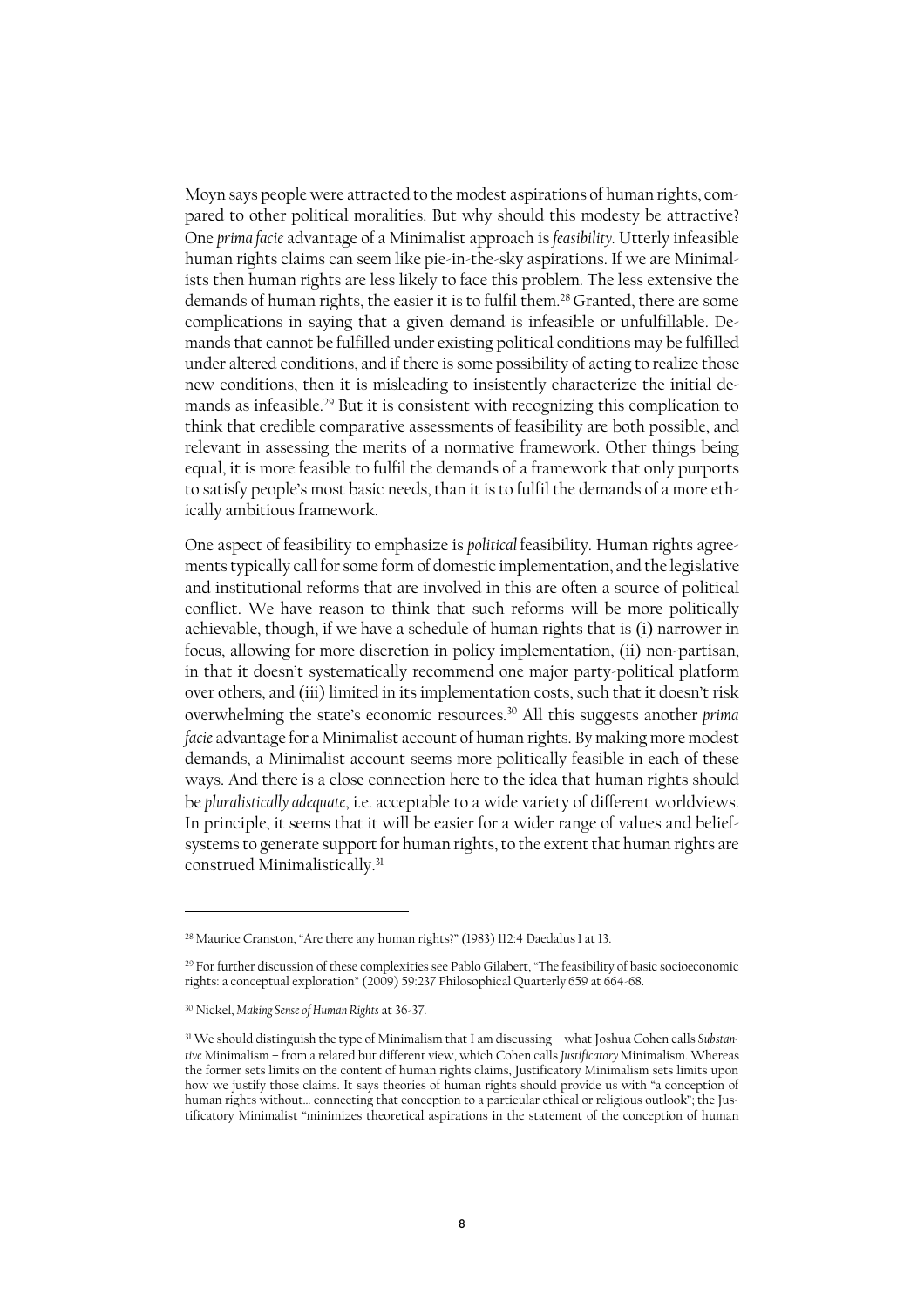Moyn says people were attracted to the modest aspirations of human rights, compared to other political moralities. But why should this modesty be attractive? One *prima facie* advantage of a Minimalist approach is *feasibility*. Utterly infeasible human rights claims can seem like pie-in-the-sky aspirations. If we are Minimalists then human rights are less likely to face this problem. The less extensive the demands of human rights, the easier it is to fulfil them.[28] Granted, there are some complications in saying that a given demand is infeasible or unfulfillable. Demands that cannot be fulfilled under existing political conditions may be fulfilled under altered conditions, and if there is some possibility of acting to realize those new conditions, then it is misleading to insistently characterize the initial demands as infeasible.[29] But it is consistent with recognizing this complication to think that credible comparative assessments of feasibility are both possible, and relevant in assessing the merits of a normative framework. Other things being equal, it is more feasible to fulfil the demands of a framework that only purports to satisfy people's most basic needs, than it is to fulfil the demands of a more ethically ambitious framework.

One aspect of feasibility to emphasize is *political* feasibility. Human rights agreements typically call for some form of domestic implementation, and the legislative and institutional reforms that are involved in this are often a source of political conflict. We have reason to think that such reforms will be more politically achievable, though, if we have a schedule of human rights that is (i) narrower in focus, allowing for more discretion in policy implementation, (ii) non-partisan, in that it doesn't systematically recommend one major party-political platform over others, and (iii) limited in its implementation costs, such that it doesn't risk overwhelming the state's economic resources.[30] All this suggests another *prima facie* advantage for a Minimalist account of human rights. By making more modest demands, a Minimalist account seems more politically feasible in each of these ways. And there is a close connection here to the idea that human rights should be *pluralistically adequate*, i.e. acceptable to a wide variety of different worldviews. In principle, it seems that it will be easier for a wider range of values and belief-systems to generate support for human rights, to the extent that human rights are construed Minimalistically.[31]

---

[28] Maurice Cranston, "Are there any human rights?" (1983) 112:4 Daedalus 1 at 13.

[29] For further discussion of these complexities see Pablo Gilabert, "The feasibility of basic socioeconomic rights: a conceptual exploration" (2009) 59:237 Philosophical Quarterly 659 at 664-68.

[30] Nickel, *Making Sense of Human Rights* at 36-37.

[31] We should distinguish the type of Minimalism that I am discussing – what Joshua Cohen calls *Substantive* Minimalism – from a related but different view, which Cohen calls *Justificatory* Minimalism. Whereas the former sets limits on the content of human rights claims, Justificatory Minimalism sets limits upon how we justify those claims. It says theories of human rights should provide us with "a conception of human rights without… connecting that conception to a particular ethical or religious outlook"; the Justificatory Minimalist "minimizes theoretical aspirations in the statement of the conception of human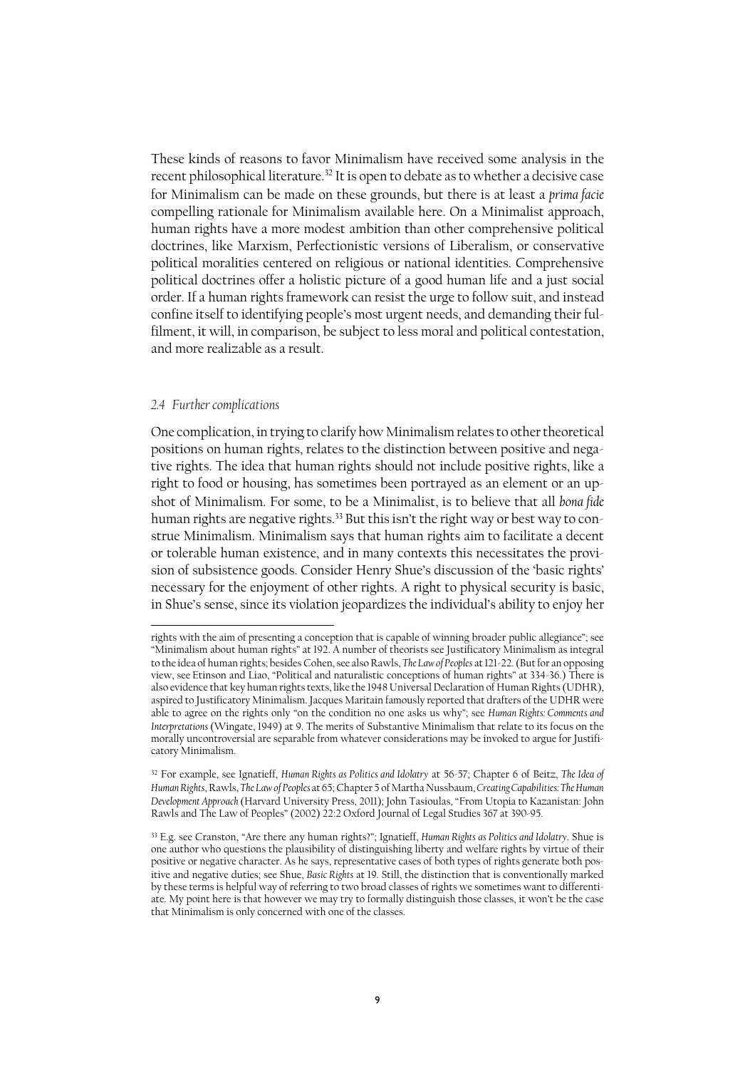These kinds of reasons to favor Minimalism have received some analysis in the recent philosophical literature.[32] It is open to debate as to whether a decisive case for Minimalism can be made on these grounds, but there is at least a *prima facie* compelling rationale for Minimalism available here. On a Minimalist approach, human rights have a more modest ambition than other comprehensive political doctrines, like Marxism, Perfectionistic versions of Liberalism, or conservative political moralities centered on religious or national identities. Comprehensive political doctrines offer a holistic picture of a good human life and a just social order. If a human rights framework can resist the urge to follow suit, and instead confine itself to identifying people's most urgent needs, and demanding their fulfilment, it will, in comparison, be subject to less moral and political contestation, and more realizable as a result.

### *2.4 Further complications*

One complication, in trying to clarify how Minimalism relates to other theoretical positions on human rights, relates to the distinction between positive and negative rights. The idea that human rights should not include positive rights, like a right to food or housing, has sometimes been portrayed as an element or an upshot of Minimalism. For some, to be a Minimalist, is to believe that all *bona fide* human rights are negative rights.[33] But this isn't the right way or best way to construe Minimalism. Minimalism says that human rights aim to facilitate a decent or tolerable human existence, and in many contexts this necessitates the provision of subsistence goods. Consider Henry Shue's discussion of the 'basic rights' necessary for the enjoyment of other rights. A right to physical security is basic, in Shue's sense, since its violation jeopardizes the individual's ability to enjoy her

---

rights with the aim of presenting a conception that is capable of winning broader public allegiance"; see "Minimalism about human rights" at 192. A number of theorists see Justificatory Minimalism as integral to the idea of human rights; besides Cohen, see also Rawls, *The Law of Peoples* at 121-22. (But for an opposing view, see Etinson and Liao, "Political and naturalistic conceptions of human rights" at 334-36.) There is also evidence that key human rights texts, like the 1948 Universal Declaration of Human Rights (UDHR), aspired to Justificatory Minimalism. Jacques Maritain famously reported that drafters of the UDHR were able to agree on the rights only "on the condition no one asks us why"; see *Human Rights: Comments and Interpretations* (Wingate, 1949) at 9. The merits of Substantive Minimalism that relate to its focus on the morally uncontroversial are separable from whatever considerations may be invoked to argue for Justificatory Minimalism.

[32] For example, see Ignatieff, *Human Rights as Politics and Idolatry* at 56-57; Chapter 6 of Beitz, *The Idea of Human Rights*, Rawls, *The Law of Peoples* at 65; Chapter 5 of Martha Nussbaum, *Creating Capabilities: The Human Development Approach* (Harvard University Press, 2011); John Tasioulas, "From Utopia to Kazanistan: John Rawls and The Law of Peoples" (2002) 22:2 Oxford Journal of Legal Studies 367 at 390-95.

[33] E.g. see Cranston, "Are there any human rights?"; Ignatieff, *Human Rights as Politics and Idolatry*. Shue is one author who questions the plausibility of distinguishing liberty and welfare rights by virtue of their positive or negative character. As he says, representative cases of both types of rights generate both positive and negative duties; see Shue, *Basic Rights* at 19. Still, the distinction that is conventionally marked by these terms is helpful way of referring to two broad classes of rights we sometimes want to differentiate. My point here is that however we may try to formally distinguish those classes, it won't be the case that Minimalism is only concerned with one of the classes.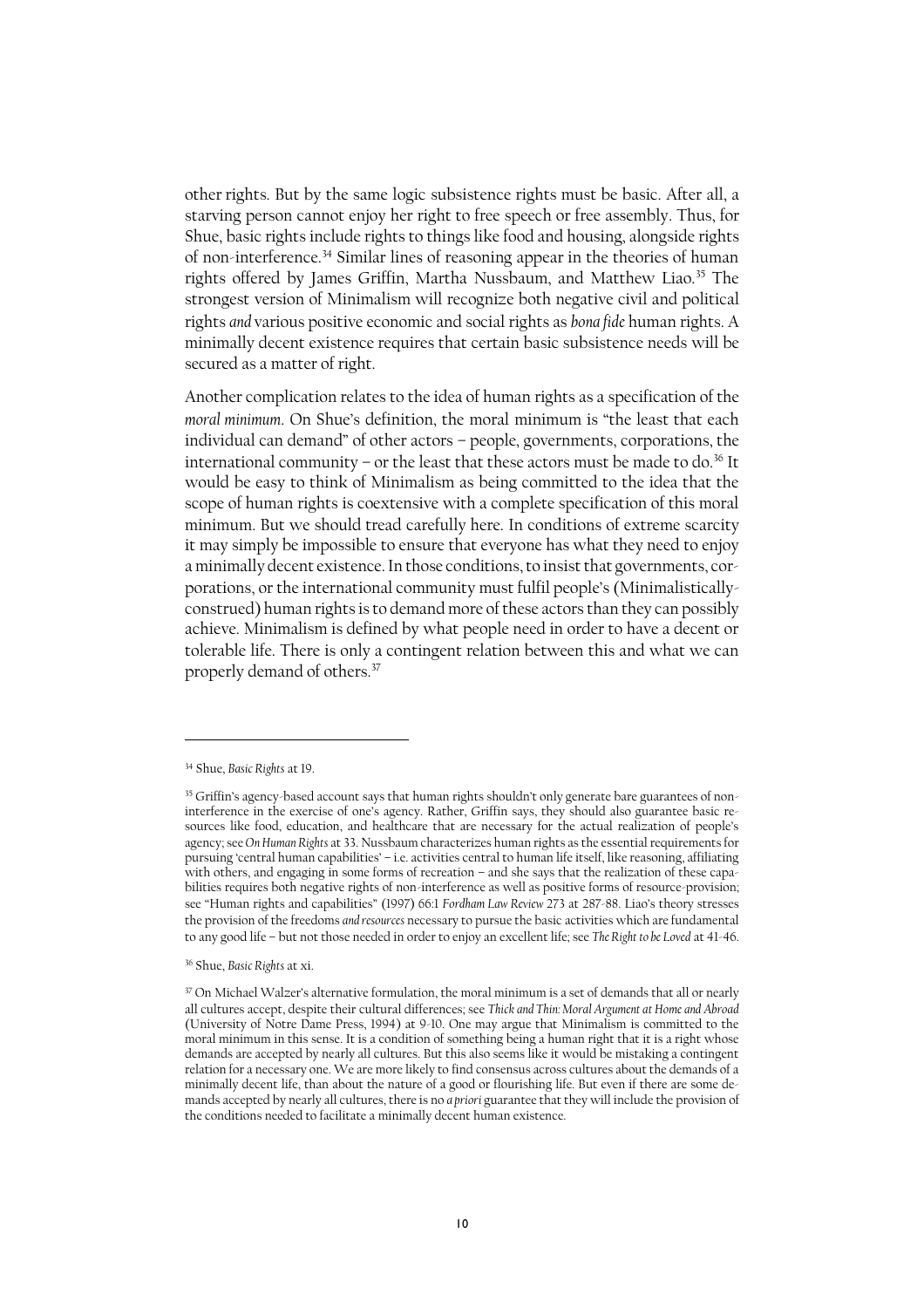other rights. But by the same logic subsistence rights must be basic. After all, a starving person cannot enjoy her right to free speech or free assembly. Thus, for Shue, basic rights include rights to things like food and housing, alongside rights of non-interference.[34] Similar lines of reasoning appear in the theories of human rights offered by James Griffin, Martha Nussbaum, and Matthew Liao.[35] The strongest version of Minimalism will recognize both negative civil and political rights *and* various positive economic and social rights as *bona fide* human rights. A minimally decent existence requires that certain basic subsistence needs will be secured as a matter of right.

Another complication relates to the idea of human rights as a specification of the *moral minimum*. On Shue's definition, the moral minimum is "the least that each individual can demand" of other actors – people, governments, corporations, the international community – or the least that these actors must be made to do.[36] It would be easy to think of Minimalism as being committed to the idea that the scope of human rights is coextensive with a complete specification of this moral minimum. But we should tread carefully here. In conditions of extreme scarcity it may simply be impossible to ensure that everyone has what they need to enjoy a minimally decent existence. In those conditions, to insist that governments, corporations, or the international community must fulfil people's (Minimalistically-construed) human rights is to demand more of these actors than they can possibly achieve. Minimalism is defined by what people need in order to have a decent or tolerable life. There is only a contingent relation between this and what we can properly demand of others.[37]

---

[34] Shue, *Basic Rights* at 19.

[35] Griffin's agency-based account says that human rights shouldn't only generate bare guarantees of non-interference in the exercise of one's agency. Rather, Griffin says, they should also guarantee basic resources like food, education, and healthcare that are necessary for the actual realization of people's agency; see *On Human Rights* at 33. Nussbaum characterizes human rights as the essential requirements for pursuing 'central human capabilities' – i.e. activities central to human life itself, like reasoning, affiliating with others, and engaging in some forms of recreation – and she says that the realization of these capabilities requires both negative rights of non-interference as well as positive forms of resource-provision; see "Human rights and capabilities" (1997) 66:1 *Fordham Law Review* 273 at 287-88. Liao's theory stresses the provision of the freedoms *and resources* necessary to pursue the basic activities which are fundamental to any good life – but not those needed in order to enjoy an excellent life; see *The Right to be Loved* at 41-46.

[36] Shue, *Basic Rights* at xi.

[37] On Michael Walzer's alternative formulation, the moral minimum is a set of demands that all or nearly all cultures accept, despite their cultural differences; see *Thick and Thin: Moral Argument at Home and Abroad* (University of Notre Dame Press, 1994) at 9-10. One may argue that Minimalism is committed to the moral minimum in this sense. It is a condition of something being a human right that it is a right whose demands are accepted by nearly all cultures. But this also seems like it would be mistaking a contingent relation for a necessary one. We are more likely to find consensus across cultures about the demands of a minimally decent life, than about the nature of a good or flourishing life. But even if there are some demands accepted by nearly all cultures, there is no *a priori* guarantee that they will include the provision of the conditions needed to facilitate a minimally decent human existence.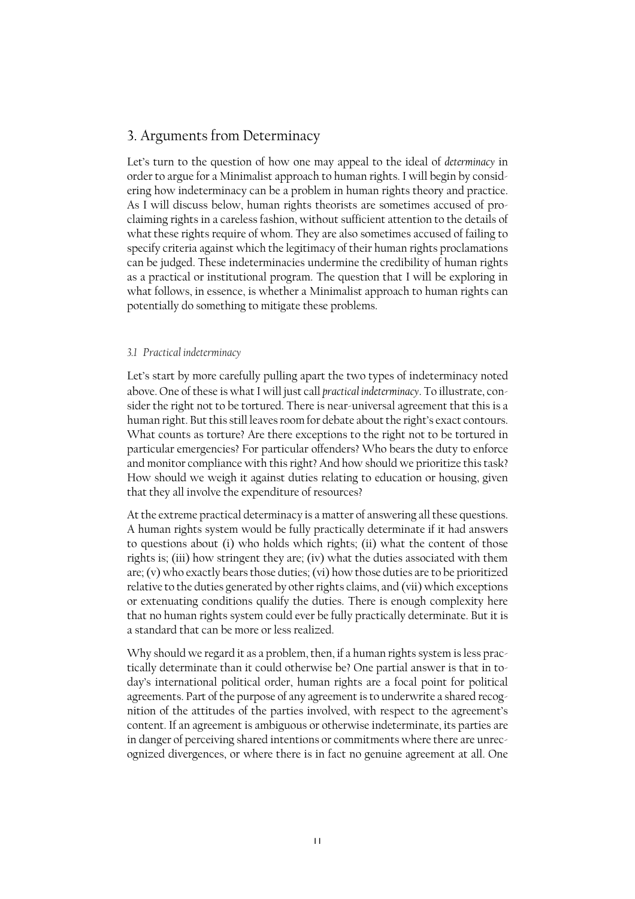## 3. Arguments from Determinacy

Let's turn to the question of how one may appeal to the ideal of *determinacy* in order to argue for a Minimalist approach to human rights. I will begin by considering how indeterminacy can be a problem in human rights theory and practice. As I will discuss below, human rights theorists are sometimes accused of proclaiming rights in a careless fashion, without sufficient attention to the details of what these rights require of whom. They are also sometimes accused of failing to specify criteria against which the legitimacy of their human rights proclamations can be judged. These indeterminacies undermine the credibility of human rights as a practical or institutional program. The question that I will be exploring in what follows, in essence, is whether a Minimalist approach to human rights can potentially do something to mitigate these problems.

### *3.1 Practical indeterminacy*

Let's start by more carefully pulling apart the two types of indeterminacy noted above. One of these is what I will just call *practical indeterminacy*. To illustrate, consider the right not to be tortured. There is near-universal agreement that this is a human right. But this still leaves room for debate about the right's exact contours. What counts as torture? Are there exceptions to the right not to be tortured in particular emergencies? For particular offenders? Who bears the duty to enforce and monitor compliance with this right? And how should we prioritize this task? How should we weigh it against duties relating to education or housing, given that they all involve the expenditure of resources?

At the extreme practical determinacy is a matter of answering all these questions. A human rights system would be fully practically determinate if it had answers to questions about (i) who holds which rights; (ii) what the content of those rights is; (iii) how stringent they are; (iv) what the duties associated with them are; (v) who exactly bears those duties; (vi) how those duties are to be prioritized relative to the duties generated by other rights claims, and (vii) which exceptions or extenuating conditions qualify the duties. There is enough complexity here that no human rights system could ever be fully practically determinate. But it is a standard that can be more or less realized.

Why should we regard it as a problem, then, if a human rights system is less practically determinate than it could otherwise be? One partial answer is that in today's international political order, human rights are a focal point for political agreements. Part of the purpose of any agreement is to underwrite a shared recognition of the attitudes of the parties involved, with respect to the agreement's content. If an agreement is ambiguous or otherwise indeterminate, its parties are in danger of perceiving shared intentions or commitments where there are unrecognized divergences, or where there is in fact no genuine agreement at all. One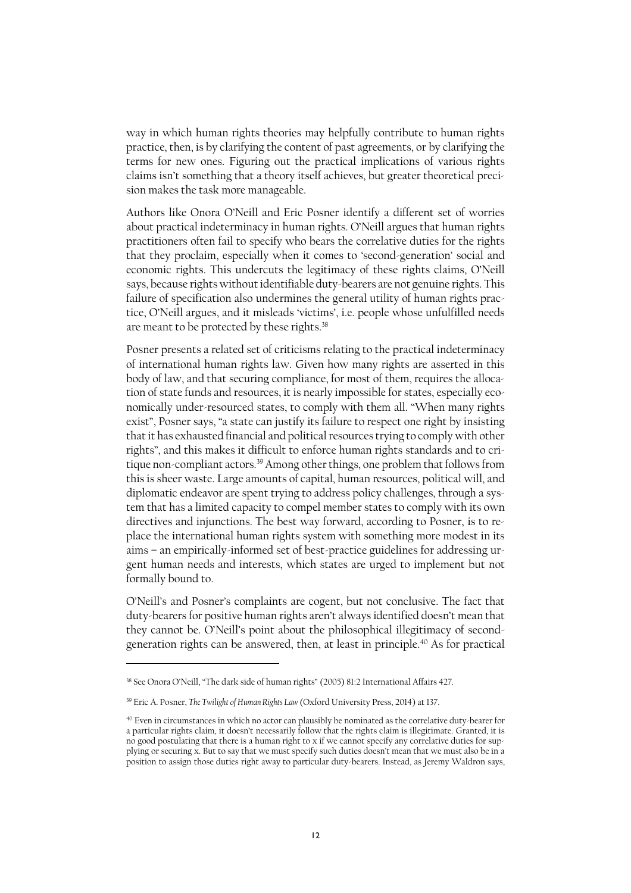way in which human rights theories may helpfully contribute to human rights practice, then, is by clarifying the content of past agreements, or by clarifying the terms for new ones. Figuring out the practical implications of various rights claims isn't something that a theory itself achieves, but greater theoretical precision makes the task more manageable.

Authors like Onora O'Neill and Eric Posner identify a different set of worries about practical indeterminacy in human rights. O'Neill argues that human rights practitioners often fail to specify who bears the correlative duties for the rights that they proclaim, especially when it comes to 'second-generation' social and economic rights. This undercuts the legitimacy of these rights claims, O'Neill says, because rights without identifiable duty-bearers are not genuine rights. This failure of specification also undermines the general utility of human rights practice, O'Neill argues, and it misleads 'victims', i.e. people whose unfulfilled needs are meant to be protected by these rights.[38]

Posner presents a related set of criticisms relating to the practical indeterminacy of international human rights law. Given how many rights are asserted in this body of law, and that securing compliance, for most of them, requires the allocation of state funds and resources, it is nearly impossible for states, especially economically under-resourced states, to comply with them all. "When many rights exist", Posner says, "a state can justify its failure to respect one right by insisting that it has exhausted financial and political resources trying to comply with other rights", and this makes it difficult to enforce human rights standards and to critique non-compliant actors.[39] Among other things, one problem that follows from this is sheer waste. Large amounts of capital, human resources, political will, and diplomatic endeavor are spent trying to address policy challenges, through a system that has a limited capacity to compel member states to comply with its own directives and injunctions. The best way forward, according to Posner, is to replace the international human rights system with something more modest in its aims – an empirically-informed set of best-practice guidelines for addressing urgent human needs and interests, which states are urged to implement but not formally bound to.

O'Neill's and Posner's complaints are cogent, but not conclusive. The fact that duty-bearers for positive human rights aren't always identified doesn't mean that they cannot be. O'Neill's point about the philosophical illegitimacy of second-generation rights can be answered, then, at least in principle.[40] As for practical

---

[38] See Onora O'Neill, "The dark side of human rights" (2005) 81:2 International Affairs 427.

[39] Eric A. Posner, *The Twilight of Human Rights Law* (Oxford University Press, 2014) at 137.

[40] Even in circumstances in which no actor can plausibly be nominated as the correlative duty-bearer for a particular rights claim, it doesn't necessarily follow that the rights claim is illegitimate. Granted, it is no good postulating that there is a human right to x if we cannot specify any correlative duties for supplying or securing x. But to say that we must specify such duties doesn't mean that we must also be in a position to assign those duties right away to particular duty-bearers. Instead, as Jeremy Waldron says,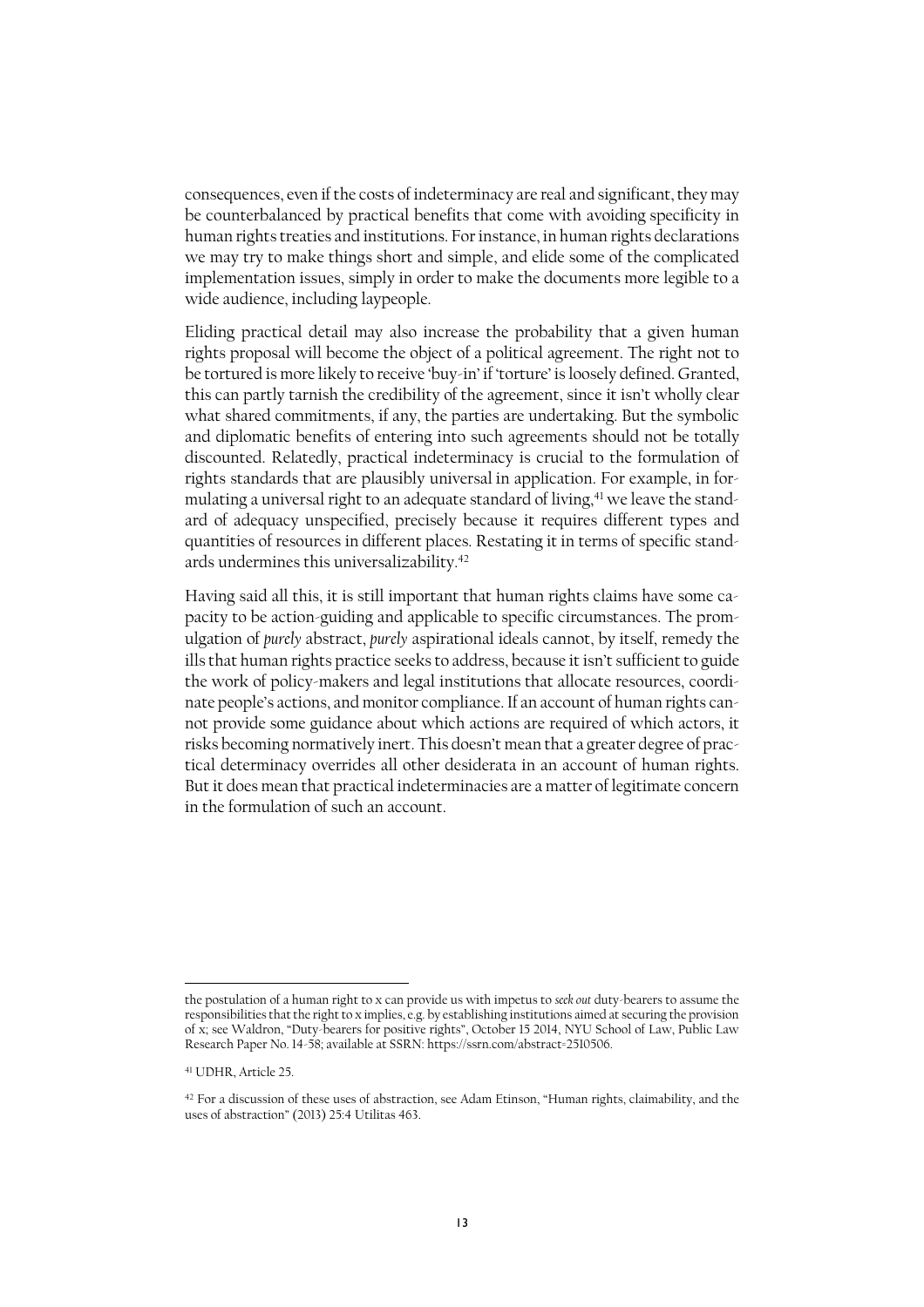consequences, even if the costs of indeterminacy are real and significant, they may be counterbalanced by practical benefits that come with avoiding specificity in human rights treaties and institutions. For instance, in human rights declarations we may try to make things short and simple, and elide some of the complicated implementation issues, simply in order to make the documents more legible to a wide audience, including laypeople.

Eliding practical detail may also increase the probability that a given human rights proposal will become the object of a political agreement. The right not to be tortured is more likely to receive 'buy-in' if 'torture' is loosely defined. Granted, this can partly tarnish the credibility of the agreement, since it isn't wholly clear what shared commitments, if any, the parties are undertaking. But the symbolic and diplomatic benefits of entering into such agreements should not be totally discounted. Relatedly, practical indeterminacy is crucial to the formulation of rights standards that are plausibly universal in application. For example, in formulating a universal right to an adequate standard of living,[41] we leave the standard of adequacy unspecified, precisely because it requires different types and quantities of resources in different places. Restating it in terms of specific standards undermines this universalizability.[42]

Having said all this, it is still important that human rights claims have some capacity to be action-guiding and applicable to specific circumstances. The promulgation of *purely* abstract, *purely* aspirational ideals cannot, by itself, remedy the ills that human rights practice seeks to address, because it isn't sufficient to guide the work of policy-makers and legal institutions that allocate resources, coordinate people's actions, and monitor compliance. If an account of human rights cannot provide some guidance about which actions are required of which actors, it risks becoming normatively inert. This doesn't mean that a greater degree of practical determinacy overrides all other desiderata in an account of human rights. But it does mean that practical indeterminacies are a matter of legitimate concern in the formulation of such an account.

---

the postulation of a human right to x can provide us with impetus to *seek out* duty-bearers to assume the responsibilities that the right to x implies, e.g. by establishing institutions aimed at securing the provision of x; see Waldron, "Duty-bearers for positive rights", October 15 2014, NYU School of Law, Public Law Research Paper No. 14-58; available at SSRN: https://ssrn.com/abstract=2510506.

[41] UDHR, Article 25.

[42] For a discussion of these uses of abstraction, see Adam Etinson, "Human rights, claimability, and the uses of abstraction" (2013) 25:4 Utilitas 463.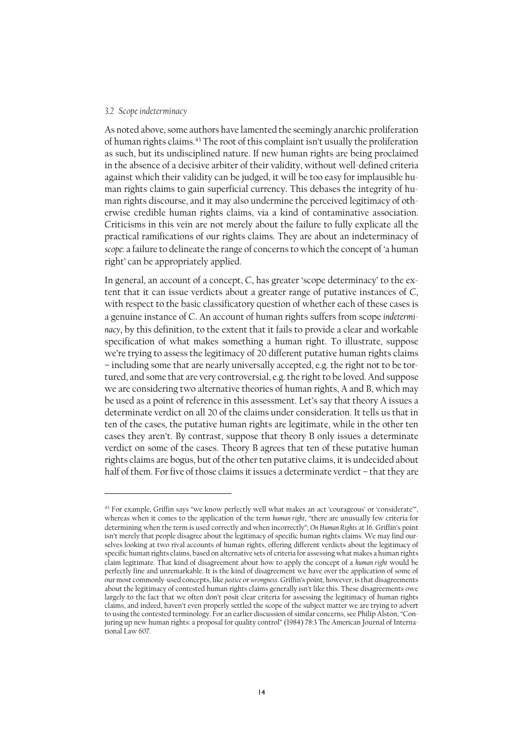### *3.2 Scope indeterminacy*

As noted above, some authors have lamented the seemingly anarchic proliferation of human rights claims.[43] The root of this complaint isn't usually the proliferation as such, but its undisciplined nature. If new human rights are being proclaimed in the absence of a decisive arbiter of their validity, without well-defined criteria against which their validity can be judged, it will be too easy for implausible human rights claims to gain superficial currency. This debases the integrity of human rights discourse, and it may also undermine the perceived legitimacy of otherwise credible human rights claims, via a kind of contaminative association. Criticisms in this vein are not merely about the failure to fully explicate all the practical ramifications of our rights claims. They are about an indeterminacy of *scope*: a failure to delineate the range of concerns to which the concept of 'a human right' can be appropriately applied.

In general, an account of a concept, C, has greater 'scope determinacy' to the extent that it can issue verdicts about a greater range of putative instances of C, with respect to the basic classificatory question of whether each of these cases is a genuine instance of C. An account of human rights suffers from scope *indeterminacy*, by this definition, to the extent that it fails to provide a clear and workable specification of what makes something a human right. To illustrate, suppose we're trying to assess the legitimacy of 20 different putative human rights claims – including some that are nearly universally accepted, e.g. the right not to be tortured, and some that are very controversial, e.g. the right to be loved. And suppose we are considering two alternative theories of human rights, A and B, which may be used as a point of reference in this assessment. Let's say that theory A issues a determinate verdict on all 20 of the claims under consideration. It tells us that in ten of the cases, the putative human rights are legitimate, while in the other ten cases they aren't. By contrast, suppose that theory B only issues a determinate verdict on some of the cases. Theory B agrees that ten of these putative human rights claims are bogus, but of the other ten putative claims, it is undecided about half of them. For five of those claims it issues a determinate verdict – that they are

---

[43] For example, Griffin says "we know perfectly well what makes an act 'courageous' or 'considerate'", whereas when it comes to the application of the term *human right*, "there are unusually few criteria for determining when the term is used correctly and when incorrectly"; *On Human Rights* at 16. Griffin's point isn't merely that people disagree about the legitimacy of specific human rights claims. We may find ourselves looking at two rival accounts of human rights, offering different verdicts about the legitimacy of specific human rights claims, based on alternative sets of criteria for assessing what makes a human rights claim legitimate. That kind of disagreement about how to apply the concept of a *human right* would be perfectly fine and unremarkable. It is the kind of disagreement we have over the application of some of our most commonly-used concepts, like *justice* or *wrongness*. Griffin's point, however, is that disagreements about the legitimacy of contested human rights claims generally isn't like this. These disagreements owe largely to the fact that we often don't posit clear criteria for assessing the legitimacy of human rights claims, and indeed, haven't even properly settled the scope of the subject matter we are trying to advert to using the contested terminology. For an earlier discussion of similar concerns, see Philip Alston, "Conjuring up new human rights: a proposal for quality control" (1984) 78:3 The American Journal of International Law 607.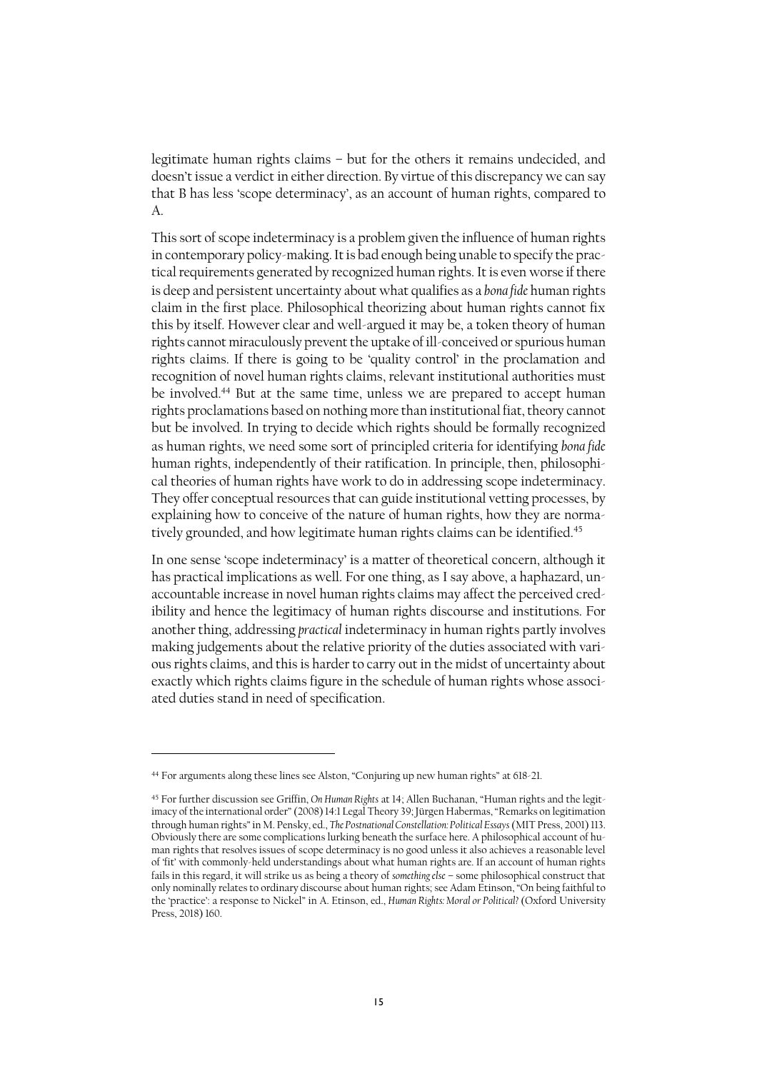legitimate human rights claims – but for the others it remains undecided, and doesn't issue a verdict in either direction. By virtue of this discrepancy we can say that B has less 'scope determinacy', as an account of human rights, compared to A.

This sort of scope indeterminacy is a problem given the influence of human rights in contemporary policy-making. It is bad enough being unable to specify the practical requirements generated by recognized human rights. It is even worse if there is deep and persistent uncertainty about what qualifies as a *bona fide* human rights claim in the first place. Philosophical theorizing about human rights cannot fix this by itself. However clear and well-argued it may be, a token theory of human rights cannot miraculously prevent the uptake of ill-conceived or spurious human rights claims. If there is going to be 'quality control' in the proclamation and recognition of novel human rights claims, relevant institutional authorities must be involved.[44] But at the same time, unless we are prepared to accept human rights proclamations based on nothing more than institutional fiat, theory cannot but be involved. In trying to decide which rights should be formally recognized as human rights, we need some sort of principled criteria for identifying *bona fide* human rights, independently of their ratification. In principle, then, philosophical theories of human rights have work to do in addressing scope indeterminacy. They offer conceptual resources that can guide institutional vetting processes, by explaining how to conceive of the nature of human rights, how they are normatively grounded, and how legitimate human rights claims can be identified.[45]

In one sense 'scope indeterminacy' is a matter of theoretical concern, although it has practical implications as well. For one thing, as I say above, a haphazard, unaccountable increase in novel human rights claims may affect the perceived credibility and hence the legitimacy of human rights discourse and institutions. For another thing, addressing *practical* indeterminacy in human rights partly involves making judgements about the relative priority of the duties associated with various rights claims, and this is harder to carry out in the midst of uncertainty about exactly which rights claims figure in the schedule of human rights whose associated duties stand in need of specification.

---

[44] For arguments along these lines see Alston, "Conjuring up new human rights" at 618-21.

[45] For further discussion see Griffin, *On Human Rights* at 14; Allen Buchanan, "Human rights and the legitimacy of the international order" (2008) 14:1 Legal Theory 39; Jürgen Habermas, "Remarks on legitimation through human rights" in M. Pensky, ed., *The Postnational Constellation: Political Essays* (MIT Press, 2001) 113. Obviously there are some complications lurking beneath the surface here. A philosophical account of human rights that resolves issues of scope determinacy is no good unless it also achieves a reasonable level of 'fit' with commonly-held understandings about what human rights are. If an account of human rights fails in this regard, it will strike us as being a theory of *something else* – some philosophical construct that only nominally relates to ordinary discourse about human rights; see Adam Etinson, "On being faithful to the 'practice': a response to Nickel" in A. Etinson, ed., *Human Rights: Moral or Political?* (Oxford University Press, 2018) 160.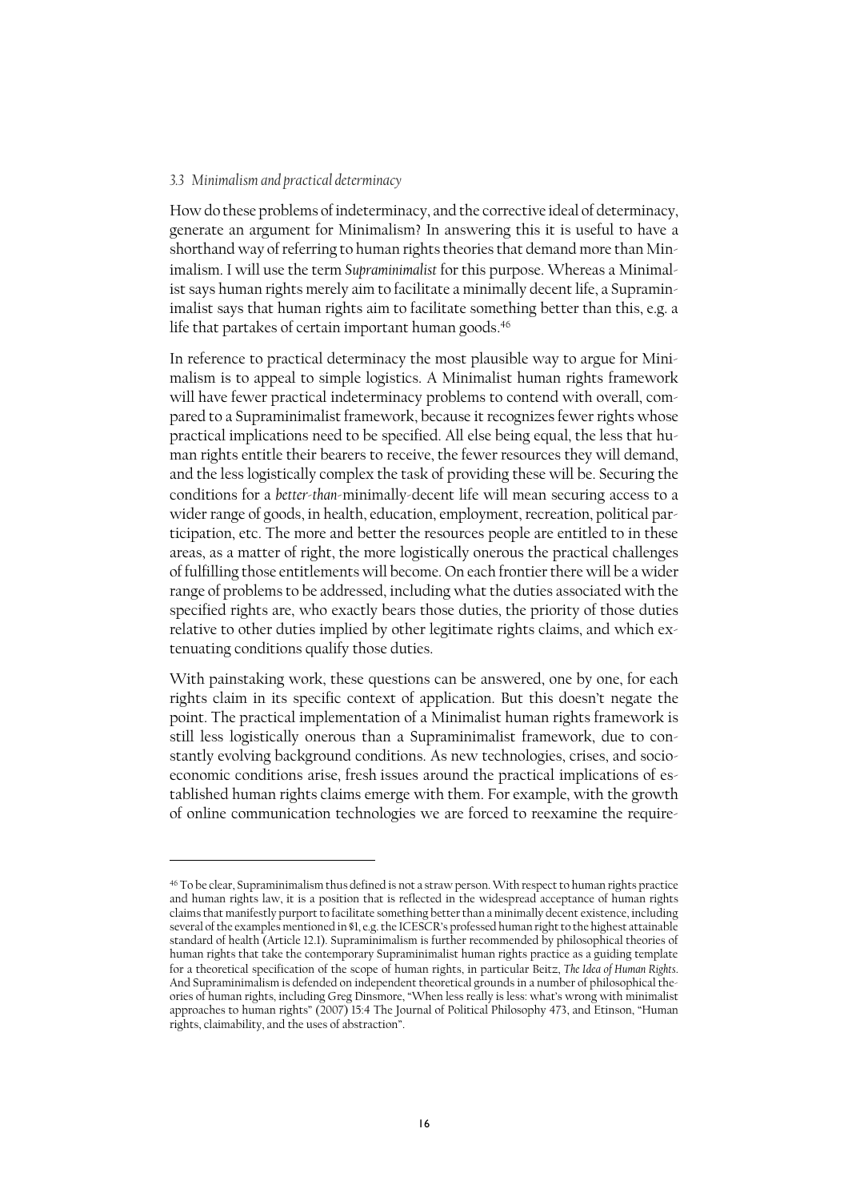### 3.3 *Minimalism and practical determinacy*

How do these problems of indeterminacy, and the corrective ideal of determinacy, generate an argument for Minimalism? In answering this it is useful to have a shorthand way of referring to human rights theories that demand more than Minimalism. I will use the term *Supraminimalist* for this purpose. Whereas a Minimalist says human rights merely aim to facilitate a minimally decent life, a Supraminimalist says that human rights aim to facilitate something better than this, e.g. a life that partakes of certain important human goods.[46]

In reference to practical determinacy the most plausible way to argue for Minimalism is to appeal to simple logistics. A Minimalist human rights framework will have fewer practical indeterminacy problems to contend with overall, compared to a Supraminimalist framework, because it recognizes fewer rights whose practical implications need to be specified. All else being equal, the less that human rights entitle their bearers to receive, the fewer resources they will demand, and the less logistically complex the task of providing these will be. Securing the conditions for a *better-than-*minimally-decent life will mean securing access to a wider range of goods, in health, education, employment, recreation, political participation, etc. The more and better the resources people are entitled to in these areas, as a matter of right, the more logistically onerous the practical challenges of fulfilling those entitlements will become. On each frontier there will be a wider range of problems to be addressed, including what the duties associated with the specified rights are, who exactly bears those duties, the priority of those duties relative to other duties implied by other legitimate rights claims, and which extenuating conditions qualify those duties.

With painstaking work, these questions can be answered, one by one, for each rights claim in its specific context of application. But this doesn't negate the point. The practical implementation of a Minimalist human rights framework is still less logistically onerous than a Supraminimalist framework, due to constantly evolving background conditions. As new technologies, crises, and socio-economic conditions arise, fresh issues around the practical implications of established human rights claims emerge with them. For example, with the growth of online communication technologies we are forced to reexamine the require-

---

[46] To be clear, Supraminimalism thus defined is not a straw person. With respect to human rights practice and human rights law, it is a position that is reflected in the widespread acceptance of human rights claims that manifestly purport to facilitate something better than a minimally decent existence, including several of the examples mentioned in §1, e.g. the ICESCR's professed human right to the highest attainable standard of health (Article 12.1). Supraminimalism is further recommended by philosophical theories of human rights that take the contemporary Supraminimalist human rights practice as a guiding template for a theoretical specification of the scope of human rights, in particular Beitz, *The Idea of Human Rights*. And Supraminimalism is defended on independent theoretical grounds in a number of philosophical theories of human rights, including Greg Dinsmore, "When less really is less: what's wrong with minimalist approaches to human rights" (2007) 15:4 The Journal of Political Philosophy 473, and Etinson, "Human rights, claimability, and the uses of abstraction".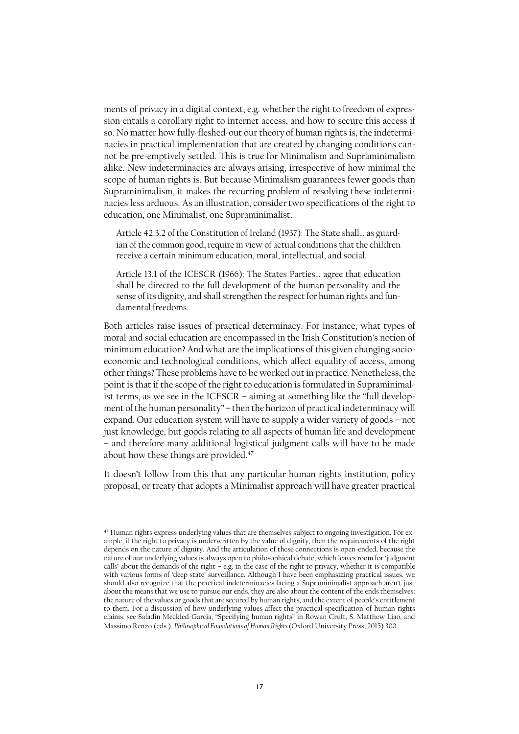ments of privacy in a digital context, e.g. whether the right to freedom of expression entails a corollary right to internet access, and how to secure this access if so. No matter how fully-fleshed-out our theory of human rights is, the indeterminacies in practical implementation that are created by changing conditions cannot be pre-emptively settled. This is true for Minimalism and Supraminimalism alike. New indeterminacies are always arising, irrespective of how minimal the scope of human rights is. But because Minimalism guarantees fewer goods than Supraminimalism, it makes the recurring problem of resolving these indeterminacies less arduous. As an illustration, consider two specifications of the right to education, one Minimalist, one Supraminimalist.

> Article 42.3.2 of the Constitution of Ireland (1937): The State shall… as guardian of the common good, require in view of actual conditions that the children receive a certain minimum education, moral, intellectual, and social.
>
> Article 13.1 of the ICESCR (1966): The States Parties… agree that education shall be directed to the full development of the human personality and the sense of its dignity, and shall strengthen the respect for human rights and fundamental freedoms.

Both articles raise issues of practical determinacy. For instance, what types of moral and social education are encompassed in the Irish Constitution's notion of minimum education? And what are the implications of this given changing socioeconomic and technological conditions, which affect equality of access, among other things? These problems have to be worked out in practice. Nonetheless, the point is that if the scope of the right to education is formulated in Supraminimalist terms, as we see in the ICESCR – aiming at something like the "full development of the human personality" – then the horizon of practical indeterminacy will expand. Our education system will have to supply a wider variety of goods – not just knowledge, but goods relating to all aspects of human life and development – and therefore many additional logistical judgment calls will have to be made about how these things are provided.[47]

It doesn't follow from this that any particular human rights institution, policy proposal, or treaty that adopts a Minimalist approach will have greater practical

---

[47] Human rights express underlying values that are themselves subject to ongoing investigation. For example, if the right to privacy is underwritten by the value of dignity, then the requirements of the right depends on the nature of dignity. And the articulation of these connections is open-ended, because the nature of our underlying values is always open to philosophical debate, which leaves room for 'judgment calls' about the demands of the right – e.g. in the case of the right to privacy, whether it is compatible with various forms of 'deep state' surveillance. Although I have been emphasizing practical issues, we should also recognize that the practical indeterminacies facing a Supraminimalist approach aren't just about the means that we use to pursue our ends, they are also about the content of the ends themselves: the nature of the values or goods that are secured by human rights, and the extent of people's entitlement to them. For a discussion of how underlying values affect the practical specification of human rights claims, see Saladin Meckled-Garcia, "Specifying human rights" in Rowan Cruft, S. Matthew Liao, and Massimo Renzo (eds.), *Philosophical Foundations of Human Rights* (Oxford University Press, 2015) 300.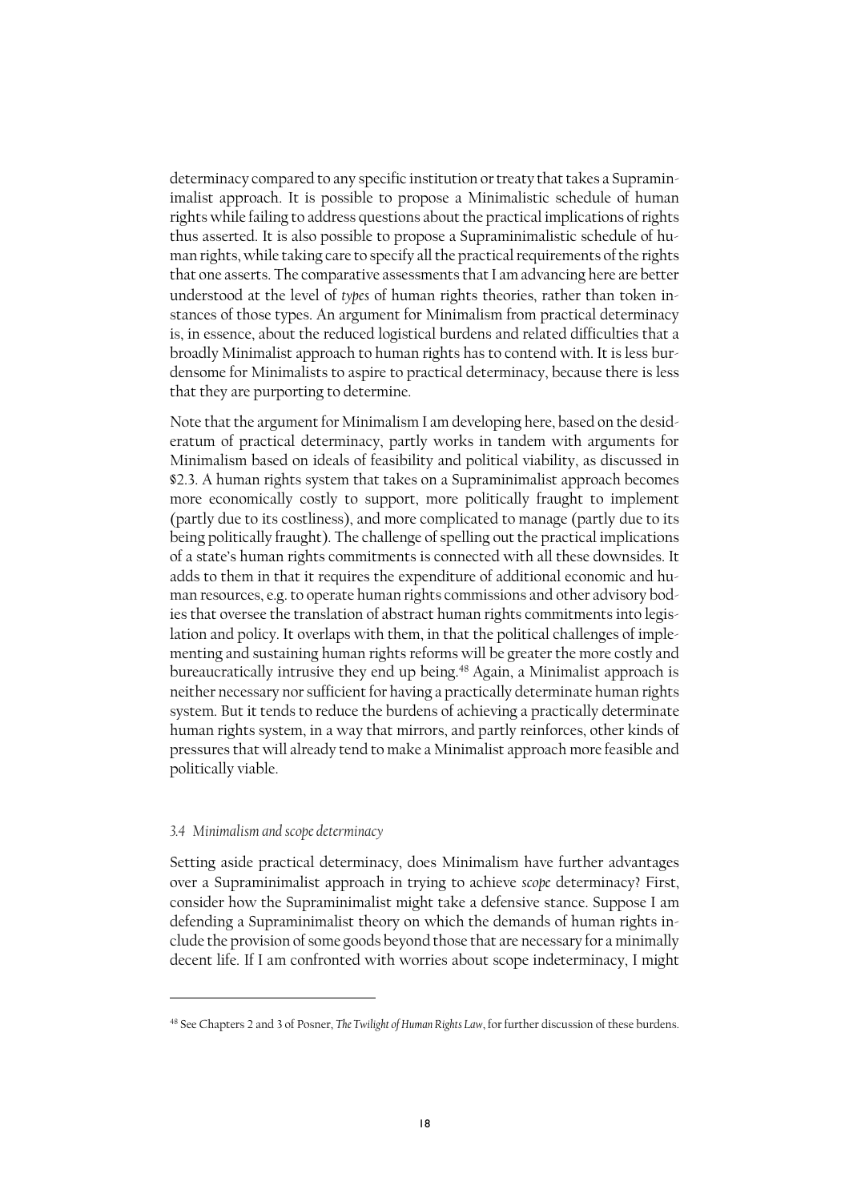determinacy compared to any specific institution or treaty that takes a Supraminimalist approach. It is possible to propose a Minimalistic schedule of human rights while failing to address questions about the practical implications of rights thus asserted. It is also possible to propose a Supraminimalistic schedule of human rights, while taking care to specify all the practical requirements of the rights that one asserts. The comparative assessments that I am advancing here are better understood at the level of *types* of human rights theories, rather than token instances of those types. An argument for Minimalism from practical determinacy is, in essence, about the reduced logistical burdens and related difficulties that a broadly Minimalist approach to human rights has to contend with. It is less burdensome for Minimalists to aspire to practical determinacy, because there is less that they are purporting to determine.

Note that the argument for Minimalism I am developing here, based on the desideratum of practical determinacy, partly works in tandem with arguments for Minimalism based on ideals of feasibility and political viability, as discussed in §2.3. A human rights system that takes on a Supraminimalist approach becomes more economically costly to support, more politically fraught to implement (partly due to its costliness), and more complicated to manage (partly due to its being politically fraught). The challenge of spelling out the practical implications of a state's human rights commitments is connected with all these downsides. It adds to them in that it requires the expenditure of additional economic and human resources, e.g. to operate human rights commissions and other advisory bodies that oversee the translation of abstract human rights commitments into legislation and policy. It overlaps with them, in that the political challenges of implementing and sustaining human rights reforms will be greater the more costly and bureaucratically intrusive they end up being.[48] Again, a Minimalist approach is neither necessary nor sufficient for having a practically determinate human rights system. But it tends to reduce the burdens of achieving a practically determinate human rights system, in a way that mirrors, and partly reinforces, other kinds of pressures that will already tend to make a Minimalist approach more feasible and politically viable.

### *3.4 Minimalism and scope determinacy*

Setting aside practical determinacy, does Minimalism have further advantages over a Supraminimalist approach in trying to achieve *scope* determinacy? First, consider how the Supraminimalist might take a defensive stance. Suppose I am defending a Supraminimalist theory on which the demands of human rights include the provision of some goods beyond those that are necessary for a minimally decent life. If I am confronted with worries about scope indeterminacy, I might

---

[48] See Chapters 2 and 3 of Posner, *The Twilight of Human Rights Law*, for further discussion of these burdens.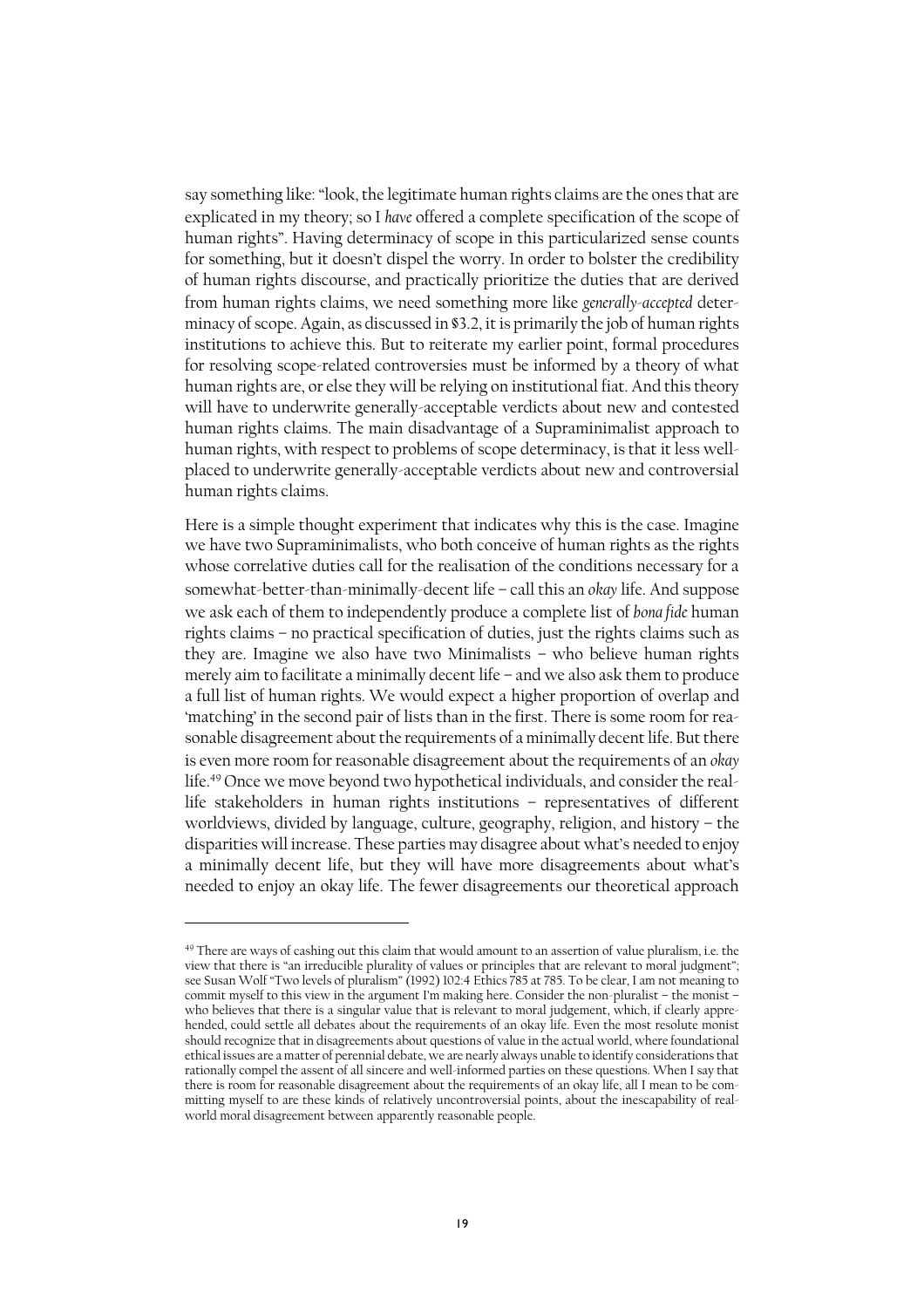say something like: "look, the legitimate human rights claims are the ones that are explicated in my theory; so I *have* offered a complete specification of the scope of human rights". Having determinacy of scope in this particularized sense counts for something, but it doesn't dispel the worry. In order to bolster the credibility of human rights discourse, and practically prioritize the duties that are derived from human rights claims, we need something more like *generally-accepted* determinacy of scope. Again, as discussed in §3.2, it is primarily the job of human rights institutions to achieve this. But to reiterate my earlier point, formal procedures for resolving scope-related controversies must be informed by a theory of what human rights are, or else they will be relying on institutional fiat. And this theory will have to underwrite generally-acceptable verdicts about new and contested human rights claims. The main disadvantage of a Supraminimalist approach to human rights, with respect to problems of scope determinacy, is that it less well-placed to underwrite generally-acceptable verdicts about new and controversial human rights claims.

Here is a simple thought experiment that indicates why this is the case. Imagine we have two Supraminimalists, who both conceive of human rights as the rights whose correlative duties call for the realisation of the conditions necessary for a somewhat-better-than-minimally-decent life – call this an *okay* life. And suppose we ask each of them to independently produce a complete list of *bona fide* human rights claims – no practical specification of duties, just the rights claims such as they are. Imagine we also have two Minimalists – who believe human rights merely aim to facilitate a minimally decent life – and we also ask them to produce a full list of human rights. We would expect a higher proportion of overlap and 'matching' in the second pair of lists than in the first. There is some room for reasonable disagreement about the requirements of a minimally decent life. But there is even more room for reasonable disagreement about the requirements of an *okay* life.[49] Once we move beyond two hypothetical individuals, and consider the real-life stakeholders in human rights institutions – representatives of different worldviews, divided by language, culture, geography, religion, and history – the disparities will increase. These parties may disagree about what's needed to enjoy a minimally decent life, but they will have more disagreements about what's needed to enjoy an okay life. The fewer disagreements our theoretical approach

---

[49] There are ways of cashing out this claim that would amount to an assertion of value pluralism, i.e. the view that there is "an irreducible plurality of values or principles that are relevant to moral judgment"; see Susan Wolf "Two levels of pluralism" (1992) 102:4 Ethics 785 at 785. To be clear, I am not meaning to commit myself to this view in the argument I'm making here. Consider the non-pluralist – the monist – who believes that there is a singular value that is relevant to moral judgement, which, if clearly apprehended, could settle all debates about the requirements of an okay life. Even the most resolute monist should recognize that in disagreements about questions of value in the actual world, where foundational ethical issues are a matter of perennial debate, we are nearly always unable to identify considerations that rationally compel the assent of all sincere and well-informed parties on these questions. When I say that there is room for reasonable disagreement about the requirements of an okay life, all I mean to be committing myself to are these kinds of relatively uncontroversial points, about the inescapability of real-world moral disagreement between apparently reasonable people.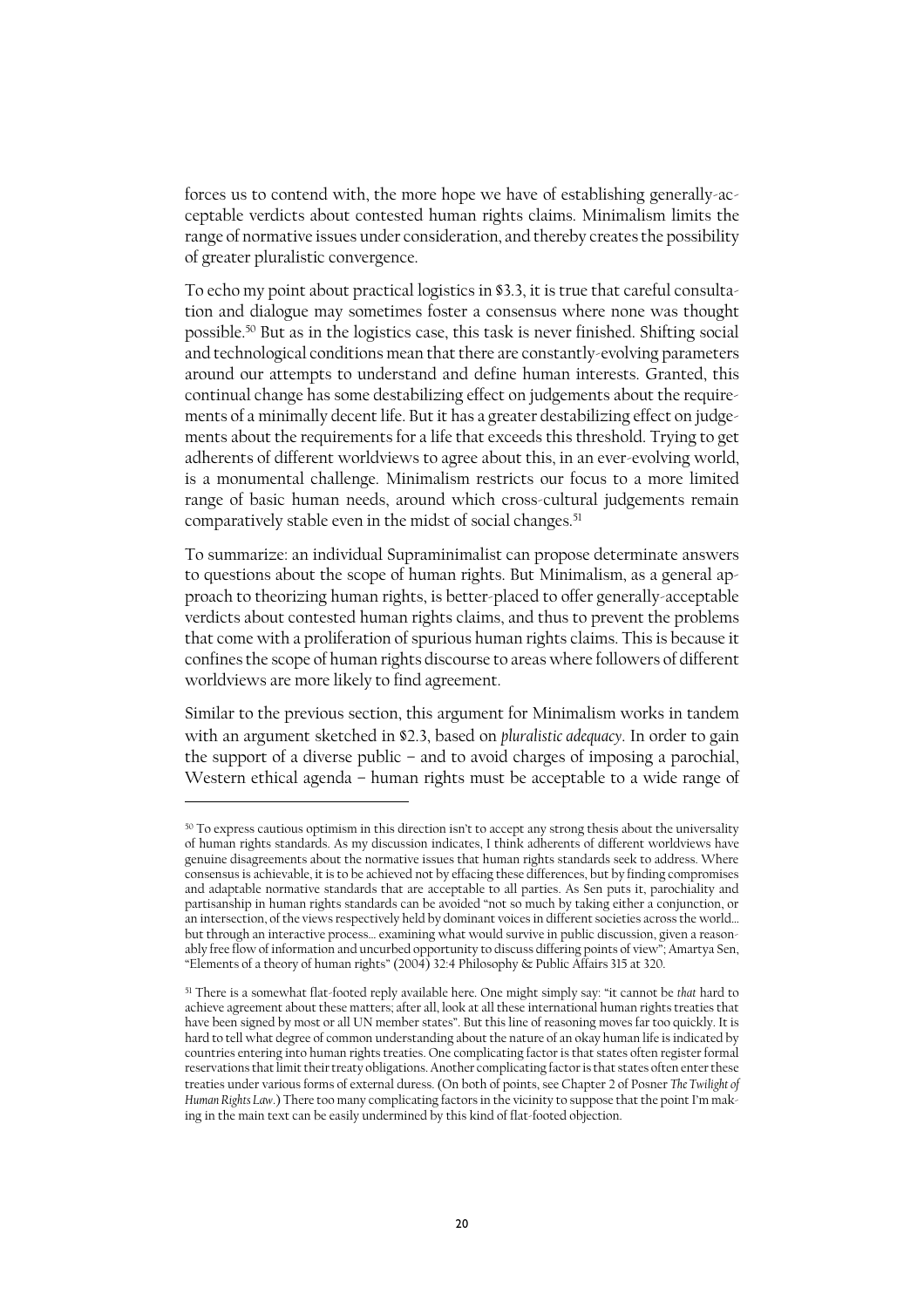forces us to contend with, the more hope we have of establishing generally-acceptable verdicts about contested human rights claims. Minimalism limits the range of normative issues under consideration, and thereby creates the possibility of greater pluralistic convergence.

To echo my point about practical logistics in §3.3, it is true that careful consultation and dialogue may sometimes foster a consensus where none was thought possible.[50] But as in the logistics case, this task is never finished. Shifting social and technological conditions mean that there are constantly-evolving parameters around our attempts to understand and define human interests. Granted, this continual change has some destabilizing effect on judgements about the requirements of a minimally decent life. But it has a greater destabilizing effect on judgements about the requirements for a life that exceeds this threshold. Trying to get adherents of different worldviews to agree about this, in an ever-evolving world, is a monumental challenge. Minimalism restricts our focus to a more limited range of basic human needs, around which cross-cultural judgements remain comparatively stable even in the midst of social changes.[51]

To summarize: an individual Supraminimalist can propose determinate answers to questions about the scope of human rights. But Minimalism, as a general approach to theorizing human rights, is better-placed to offer generally-acceptable verdicts about contested human rights claims, and thus to prevent the problems that come with a proliferation of spurious human rights claims. This is because it confines the scope of human rights discourse to areas where followers of different worldviews are more likely to find agreement.

Similar to the previous section, this argument for Minimalism works in tandem with an argument sketched in §2.3, based on *pluralistic adequacy*. In order to gain the support of a diverse public – and to avoid charges of imposing a parochial, Western ethical agenda – human rights must be acceptable to a wide range of

---

[50] To express cautious optimism in this direction isn't to accept any strong thesis about the universality of human rights standards. As my discussion indicates, I think adherents of different worldviews have genuine disagreements about the normative issues that human rights standards seek to address. Where consensus is achievable, it is to be achieved not by effacing these differences, but by finding compromises and adaptable normative standards that are acceptable to all parties. As Sen puts it, parochiality and partisanship in human rights standards can be avoided "not so much by taking either a conjunction, or an intersection, of the views respectively held by dominant voices in different societies across the world… but through an interactive process… examining what would survive in public discussion, given a reasonably free flow of information and uncurbed opportunity to discuss differing points of view"; Amartya Sen, "Elements of a theory of human rights" (2004) 32:4 Philosophy & Public Affairs 315 at 320.

[51] There is a somewhat flat-footed reply available here. One might simply say: "it cannot be *that* hard to achieve agreement about these matters; after all, look at all these international human rights treaties that have been signed by most or all UN member states". But this line of reasoning moves far too quickly. It is hard to tell what degree of common understanding about the nature of an okay human life is indicated by countries entering into human rights treaties. One complicating factor is that states often register formal reservations that limit their treaty obligations. Another complicating factor is that states often enter these treaties under various forms of external duress. (On both of points, see Chapter 2 of Posner *The Twilight of Human Rights Law*.) There too many complicating factors in the vicinity to suppose that the point I'm making in the main text can be easily undermined by this kind of flat-footed objection.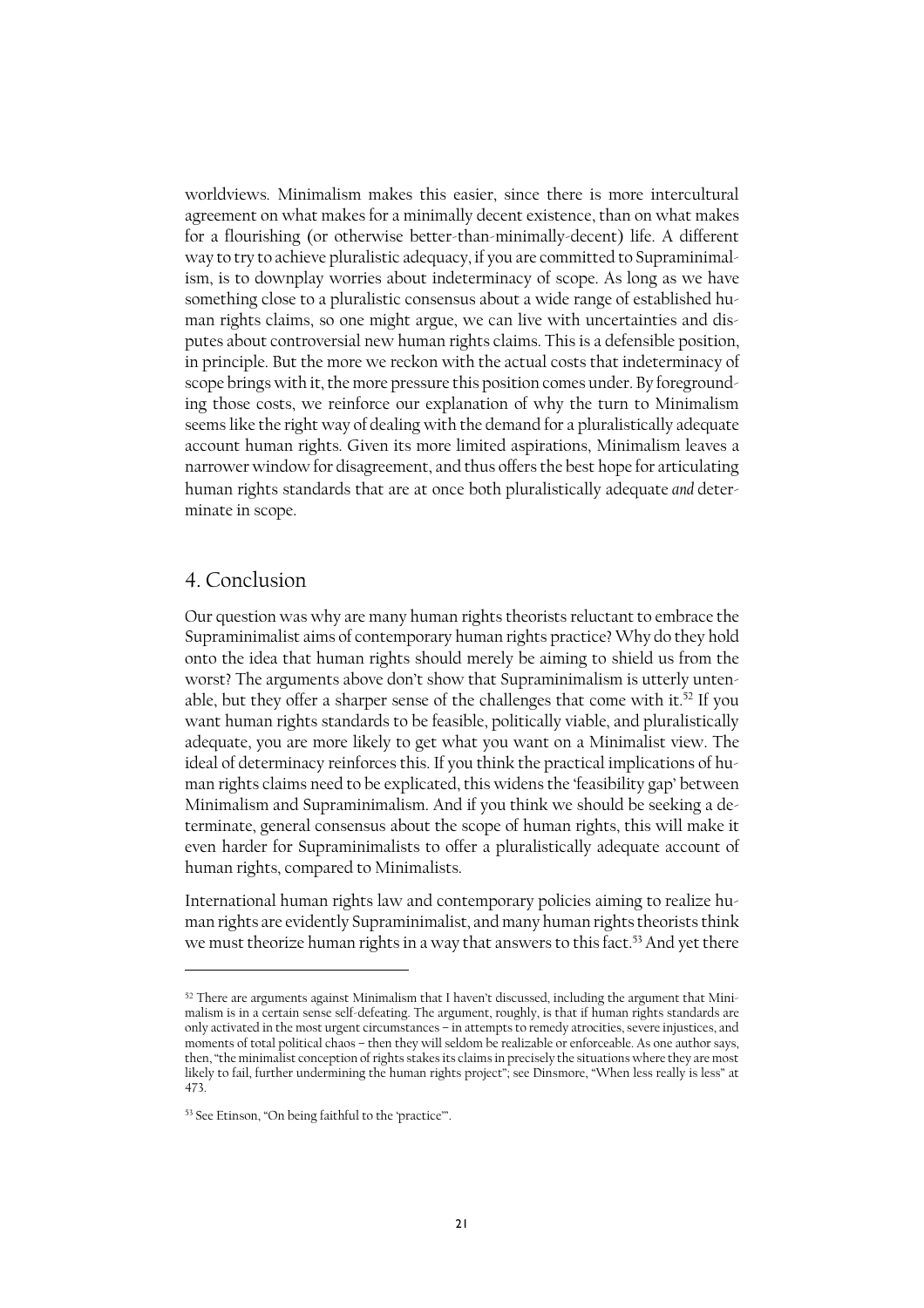worldviews. Minimalism makes this easier, since there is more intercultural agreement on what makes for a minimally decent existence, than on what makes for a flourishing (or otherwise better-than-minimally-decent) life. A different way to try to achieve pluralistic adequacy, if you are committed to Supraminimalism, is to downplay worries about indeterminacy of scope. As long as we have something close to a pluralistic consensus about a wide range of established human rights claims, so one might argue, we can live with uncertainties and disputes about controversial new human rights claims. This is a defensible position, in principle. But the more we reckon with the actual costs that indeterminacy of scope brings with it, the more pressure this position comes under. By foregrounding those costs, we reinforce our explanation of why the turn to Minimalism seems like the right way of dealing with the demand for a pluralistically adequate account human rights. Given its more limited aspirations, Minimalism leaves a narrower window for disagreement, and thus offers the best hope for articulating human rights standards that are at once both pluralistically adequate *and* determinate in scope.

## 4. Conclusion

Our question was why are many human rights theorists reluctant to embrace the Supraminimalist aims of contemporary human rights practice? Why do they hold onto the idea that human rights should merely be aiming to shield us from the worst? The arguments above don't show that Supraminimalism is utterly untenable, but they offer a sharper sense of the challenges that come with it.[52] If you want human rights standards to be feasible, politically viable, and pluralistically adequate, you are more likely to get what you want on a Minimalist view. The ideal of determinacy reinforces this. If you think the practical implications of human rights claims need to be explicated, this widens the 'feasibility gap' between Minimalism and Supraminimalism. And if you think we should be seeking a determinate, general consensus about the scope of human rights, this will make it even harder for Supraminimalists to offer a pluralistically adequate account of human rights, compared to Minimalists.

International human rights law and contemporary policies aiming to realize human rights are evidently Supraminimalist, and many human rights theorists think we must theorize human rights in a way that answers to this fact.[53] And yet there

---

[52] There are arguments against Minimalism that I haven't discussed, including the argument that Minimalism is in a certain sense self-defeating. The argument, roughly, is that if human rights standards are only activated in the most urgent circumstances – in attempts to remedy atrocities, severe injustices, and moments of total political chaos – then they will seldom be realizable or enforceable. As one author says, then, "the minimalist conception of rights stakes its claims in precisely the situations where they are most likely to fail, further undermining the human rights project"; see Dinsmore, "When less really is less" at 473.

[53] See Etinson, "On being faithful to the 'practice'".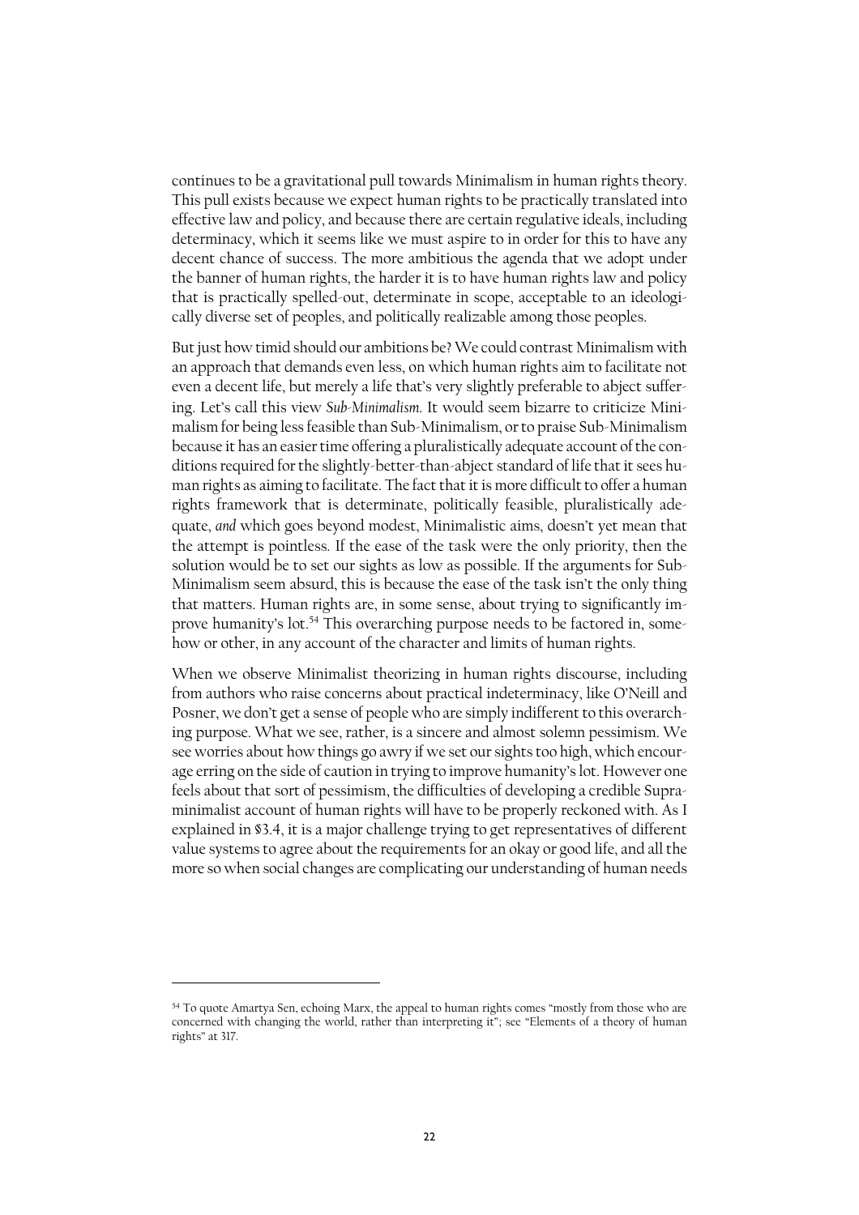continues to be a gravitational pull towards Minimalism in human rights theory. This pull exists because we expect human rights to be practically translated into effective law and policy, and because there are certain regulative ideals, including determinacy, which it seems like we must aspire to in order for this to have any decent chance of success. The more ambitious the agenda that we adopt under the banner of human rights, the harder it is to have human rights law and policy that is practically spelled-out, determinate in scope, acceptable to an ideologically diverse set of peoples, and politically realizable among those peoples.

But just how timid should our ambitions be? We could contrast Minimalism with an approach that demands even less, on which human rights aim to facilitate not even a decent life, but merely a life that's very slightly preferable to abject suffering. Let's call this view *Sub-Minimalism*. It would seem bizarre to criticize Minimalism for being less feasible than Sub-Minimalism, or to praise Sub-Minimalism because it has an easier time offering a pluralistically adequate account of the conditions required for the slightly-better-than-abject standard of life that it sees human rights as aiming to facilitate. The fact that it is more difficult to offer a human rights framework that is determinate, politically feasible, pluralistically adequate, *and* which goes beyond modest, Minimalistic aims, doesn't yet mean that the attempt is pointless. If the ease of the task were the only priority, then the solution would be to set our sights as low as possible. If the arguments for Sub-Minimalism seem absurd, this is because the ease of the task isn't the only thing that matters. Human rights are, in some sense, about trying to significantly improve humanity's lot.[54] This overarching purpose needs to be factored in, somehow or other, in any account of the character and limits of human rights.

When we observe Minimalist theorizing in human rights discourse, including from authors who raise concerns about practical indeterminacy, like O'Neill and Posner, we don't get a sense of people who are simply indifferent to this overarching purpose. What we see, rather, is a sincere and almost solemn pessimism. We see worries about how things go awry if we set our sights too high, which encourage erring on the side of caution in trying to improve humanity's lot. However one feels about that sort of pessimism, the difficulties of developing a credible Supraminimalist account of human rights will have to be properly reckoned with. As I explained in §3.4, it is a major challenge trying to get representatives of different value systems to agree about the requirements for an okay or good life, and all the more so when social changes are complicating our understanding of human needs

---

[54] To quote Amartya Sen, echoing Marx, the appeal to human rights comes "mostly from those who are concerned with changing the world, rather than interpreting it"; see "Elements of a theory of human rights" at 317.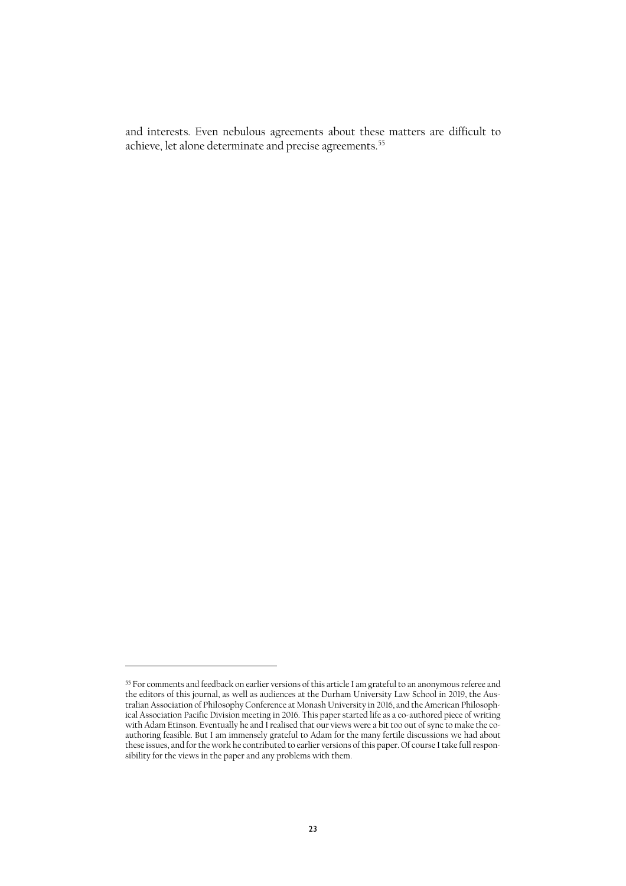and interests. Even nebulous agreements about these matters are difficult to achieve, let alone determinate and precise agreements.[55]

[55] For comments and feedback on earlier versions of this article I am grateful to an anonymous referee and the editors of this journal, as well as audiences at the Durham University Law School in 2019, the Australian Association of Philosophy Conference at Monash University in 2016, and the American Philosophical Association Pacific Division meeting in 2016. This paper started life as a co-authored piece of writing with Adam Etinson. Eventually he and I realised that our views were a bit too out of sync to make the co-authoring feasible. But I am immensely grateful to Adam for the many fertile discussions we had about these issues, and for the work he contributed to earlier versions of this paper. Of course I take full responsibility for the views in the paper and any problems with them.